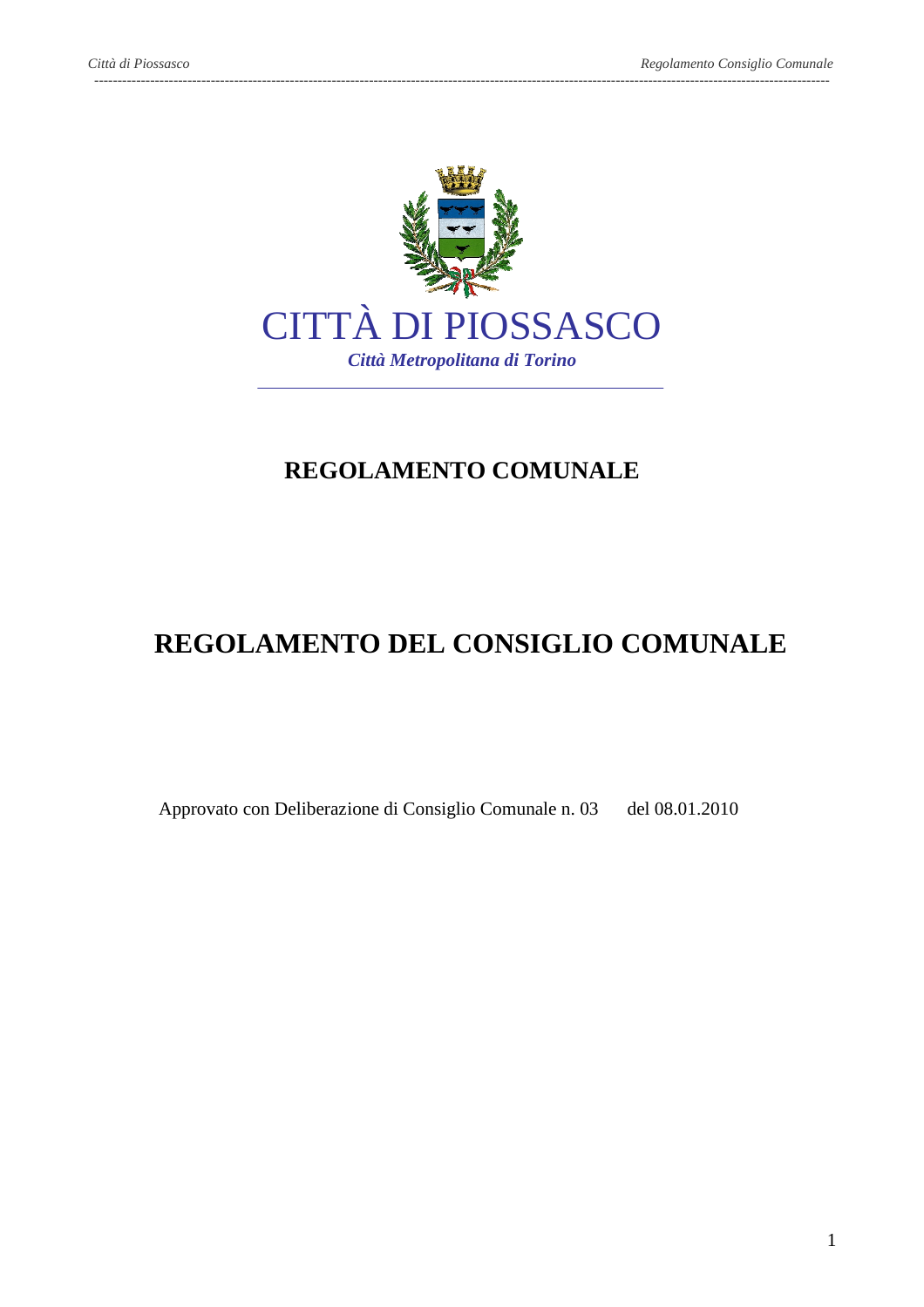# CITTÀ DI PIOSSASCO

*Città Metropolitana di Torino*

## REGOLAMENTO COMUNALE

# REGOLAMENTO DEL CONSIGLIO COMUNALE

Approvato con Deliberazione di Consiglio Comunale n. 03 del 08.01.2010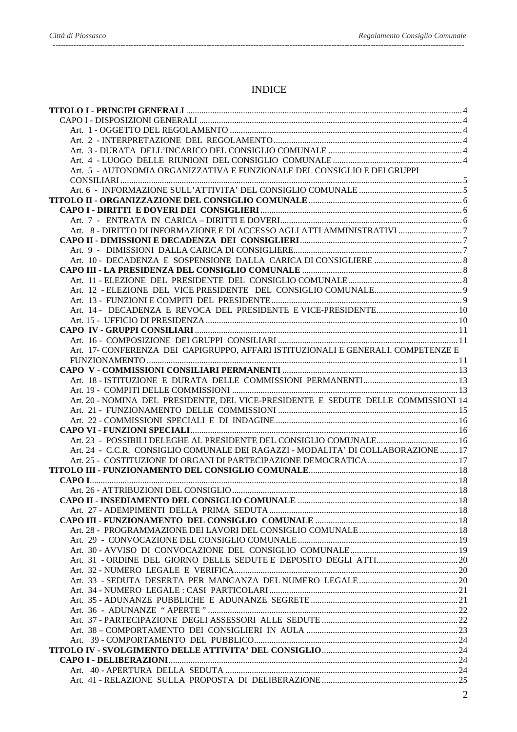# INDICE

**TITOLO I - PRINCIPI GENERALI** ... 4
- CAPO I - DISPOSIZIONI GENERALI ... 4
  - Art. 1 - OGGETTO DEL REGOLAMENTO ... 4
  - Art. 2 - INTERPRETAZIONE DEL REGOLAMENTO ... 4
  - Art. 3 - DURATA DELL'INCARICO DEL CONSIGLIO COMUNALE ... 4
  - Art. 4 - LUOGO DELLE RIUNIONI DEL CONSIGLIO COMUNALE ... 4
  - Art. 5 - AUTONOMIA ORGANIZZATIVA E FUNZIONALE DEL CONSIGLIO E DEI GRUPPI CONSILIARI ... 5
  - Art. 6 - INFORMAZIONE SULL'ATTIVITA' DEL CONSIGLIO COMUNALE ... 5

**TITOLO II - ORGANIZZAZIONE DEL CONSIGLIO COMUNALE** ... 6
- **CAPO I - DIRITTI E DOVERI DEI CONSIGLIERI** ... 6
  - Art. 7 - ENTRATA IN CARICA – DIRITTI E DOVERI ... 6
  - Art. 8 - DIRITTO DI INFORMAZIONE E DI ACCESSO AGLI ATTI AMMINISTRATIVI ... 7
- **CAPO II - DIMISSIONI E DECADENZA DEI CONSIGLIERI** ... 7
  - Art. 9 - DIMISSIONI DALLA CARICA DI CONSIGLIERE ... 7
  - Art. 10 - DECADENZA E SOSPENSIONE DALLA CARICA DI CONSIGLIERE ... 8
- **CAPO III - LA PRESIDENZA DEL CONSIGLIO COMUNALE** ... 8
  - Art. 11 - ELEZIONE DEL PRESIDENTE DEL CONSIGLIO COMUNALE ... 8
  - Art. 12 - ELEZIONE DEL VICE PRESIDENTE DEL CONSIGLIO COMUNALE ... 9
  - Art. 13 - FUNZIONI E COMPITI DEL PRESIDENTE ... 9
  - Art. 14 - DECADENZA E REVOCA DEL PRESIDENTE E VICE-PRESIDENTE ... 10
  - Art. 15 - UFFICIO DI PRESIDENZA ... 10
- **CAPO IV - GRUPPI CONSILIARI** ... 11
  - Art. 16 - COMPOSIZIONE DEI GRUPPI CONSILIARI ... 11
  - Art. 17- CONFERENZA DEI CAPIGRUPPO, AFFARI ISTITUZIONALI E GENERALI. COMPETENZE E FUNZIONAMENTO ... 11
- **CAPO V - COMMISSIONI CONSILIARI PERMANENTI** ... 13
  - Art. 18 - ISTITUZIONE E DURATA DELLE COMMISSIONI PERMANENTI ... 13
  - Art. 19 - COMPITI DELLE COMMISSIONI ... 13
  - Art. 20 - NOMINA DEL PRESIDENTE, DEL VICE-PRESIDENTE E SEDUTE DELLE COMMISSIONI 14
  - Art. 21 - FUNZIONAMENTO DELLE COMMISSIONI ... 15
  - Art. 22 - COMMISSIONI SPECIALI E DI INDAGINE ... 16
- **CAPO VI - FUNZIONI SPECIALI** ... 16
  - Art. 23 - POSSIBILI DELEGHE AL PRESIDENTE DEL CONSIGLIO COMUNALE ... 16
  - Art. 24 - C.C.R. CONSIGLIO COMUNALE DEI RAGAZZI - MODALITA' DI COLLABORAZIONE ... 17
  - Art. 25 - COSTITUZIONE DI ORGANI DI PARTECIPAZIONE DEMOCRATICA ... 17

**TITOLO III - FUNZIONAMENTO DEL CONSIGLIO COMUNALE** ... 18
- **CAPO I** ... 18
  - Art. 26 - ATTRIBUZIONI DEL CONSIGLIO ... 18
- **CAPO II - INSEDIAMENTO DEL CONSIGLIO COMUNALE** ... 18
  - Art. 27 - ADEMPIMENTI DELLA PRIMA SEDUTA ... 18
- **CAPO III - FUNZIONAMENTO DEL CONSIGLIO COMUNALE** ... 18
  - Art. 28 - PROGRAMMAZIONE DEI LAVORI DEL CONSIGLIO COMUNALE ... 18
  - Art. 29 - CONVOCAZIONE DEL CONSIGLIO COMUNALE ... 19
  - Art. 30 - AVVISO DI CONVOCAZIONE DEL CONSIGLIO COMUNALE ... 19
  - Art. 31 - ORDINE DEL GIORNO DELLE SEDUTE E DEPOSITO DEGLI ATTI ... 20
  - Art. 32 - NUMERO LEGALE E VERIFICA ... 20
  - Art. 33 - SEDUTA DESERTA PER MANCANZA DEL NUMERO LEGALE ... 20
  - Art. 34 - NUMERO LEGALE : CASI PARTICOLARI ... 21
  - Art. 35 - ADUNANZE PUBBLICHE E ADUNANZE SEGRETE ... 21
  - Art. 36 - ADUNANZE " APERTE " ... 22
  - Art. 37 - PARTECIPAZIONE DEGLI ASSESSORI ALLE SEDUTE ... 22
  - Art. 38 – COMPORTAMENTO DEI CONSIGLIERI IN AULA ... 23
  - Art. 39 - COMPORTAMENTO DEL PUBBLICO ... 24

**TITOLO IV - SVOLGIMENTO DELLE ATTIVITA' DEL CONSIGLIO** ... 24
- **CAPO I - DELIBERAZIONI** ... 24
  - Art. 40 - APERTURA DELLA SEDUTA ... 24
  - Art. 41 - RELAZIONE SULLA PROPOSTA DI DELIBERAZIONE ... 25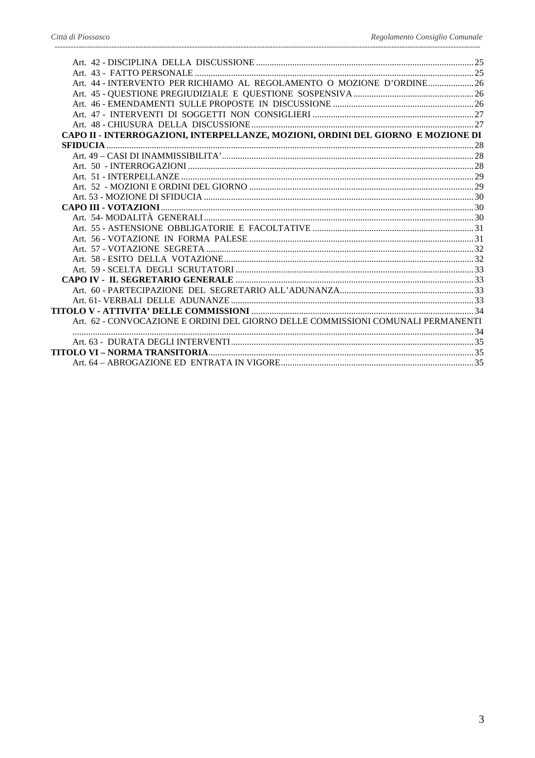Art. 42 - DISCIPLINA DELLA DISCUSSIONE ............................................................................................. 25
Art. 43 - FATTO PERSONALE ........................................................................................................... 25
Art. 44 - INTERVENTO PER RICHIAMO AL REGOLAMENTO O MOZIONE D'ORDINE .................... 26
Art. 45 - QUESTIONE PREGIUDIZIALE E QUESTIONE SOSPENSIVA ..................................................... 26
Art. 46 - EMENDAMENTI SULLE PROPOSTE IN DISCUSSIONE .............................................................. 26
Art. 47 - INTERVENTI DI SOGGETTI NON CONSIGLIERI ...................................................................... 27
Art. 48 - CHIUSURA DELLA DISCUSSIONE ................................................................................................ 27

**CAPO II - INTERROGAZIONI, INTERPELLANZE, MOZIONI, ORDINI DEL GIORNO E MOZIONE DI SFIDUCIA** ........................................................................................................................................ 28

Art. 49 – CASI DI INAMMISSIBILITA' ................................................................................................... 28
Art. 50 - INTERROGAZIONI ................................................................................................................ 28
Art. 51 - INTERPELLANZE .................................................................................................................. 29
Art. 52 - MOZIONI E ORDINI DEL GIORNO .......................................................................................... 29
Art. 53 - MOZIONE DI SFIDUCIA ........................................................................................................ 30

**CAPO III - VOTAZIONI** ......................................................................................................................... 30

Art. 54- MODALITÀ GENERALI ............................................................................................................ 30
Art. 55 - ASTENSIONE OBBLIGATORIE E FACOLTATIVE ...................................................................... 31
Art. 56 - VOTAZIONE IN FORMA PALESE ............................................................................................ 31
Art. 57 - VOTAZIONE SEGRETA ........................................................................................................... 32
Art. 58 - ESITO DELLA VOTAZIONE ..................................................................................................... 32
Art. 59 - SCELTA DEGLI SCRUTATORI ................................................................................................. 33

**CAPO IV - IL SEGRETARIO GENERALE** ............................................................................................... 33

Art. 60 - PARTECIPAZIONE DEL SEGRETARIO ALL'ADUNANZA ........................................................... 33
Art. 61- VERBALI DELLE ADUNANZE .................................................................................................... 33

**TITOLO V - ATTIVITA' DELLE COMMISSIONI** ..................................................................................... 34

Art. 62 - CONVOCAZIONE E ORDINI DEL GIORNO DELLE COMMISSIONI COMUNALI PERMANENTI ............................................................................................................................................. 34
Art. 63 - DURATA DEGLI INTERVENTI ................................................................................................... 35

**TITOLO VI – NORMA TRANSITORIA** ................................................................................................... 35

Art. 64 – ABROGAZIONE ED ENTRATA IN VIGORE .................................................................................. 35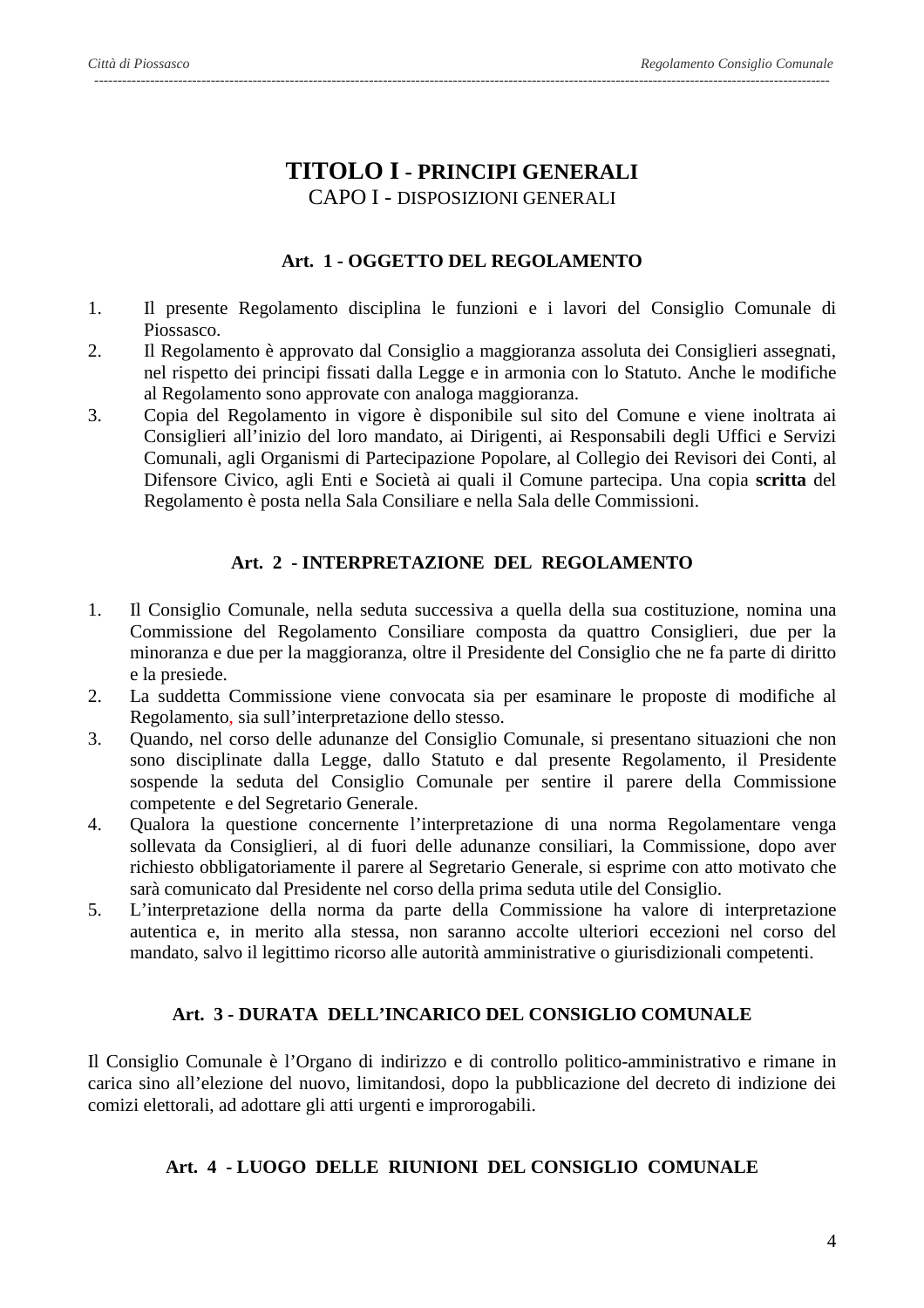# TITOLO I - PRINCIPI GENERALI

## CAPO I - DISPOSIZIONI GENERALI

### Art. 1 - OGGETTO DEL REGOLAMENTO

1. Il presente Regolamento disciplina le funzioni e i lavori del Consiglio Comunale di Piossasco.
2. Il Regolamento è approvato dal Consiglio a maggioranza assoluta dei Consiglieri assegnati, nel rispetto dei principi fissati dalla Legge e in armonia con lo Statuto. Anche le modifiche al Regolamento sono approvate con analoga maggioranza.
3. Copia del Regolamento in vigore è disponibile sul sito del Comune e viene inoltrata ai Consiglieri all'inizio del loro mandato, ai Dirigenti, ai Responsabili degli Uffici e Servizi Comunali, agli Organismi di Partecipazione Popolare, al Collegio dei Revisori dei Conti, al Difensore Civico, agli Enti e Società ai quali il Comune partecipa. Una copia **scritta** del Regolamento è posta nella Sala Consiliare e nella Sala delle Commissioni.

### Art. 2 - INTERPRETAZIONE DEL REGOLAMENTO

1. Il Consiglio Comunale, nella seduta successiva a quella della sua costituzione, nomina una Commissione del Regolamento Consiliare composta da quattro Consiglieri, due per la minoranza e due per la maggioranza, oltre il Presidente del Consiglio che ne fa parte di diritto e la presiede.
2. La suddetta Commissione viene convocata sia per esaminare le proposte di modifiche al Regolamento, sia sull'interpretazione dello stesso.
3. Quando, nel corso delle adunanze del Consiglio Comunale, si presentano situazioni che non sono disciplinate dalla Legge, dallo Statuto e dal presente Regolamento, il Presidente sospende la seduta del Consiglio Comunale per sentire il parere della Commissione competente e del Segretario Generale.
4. Qualora la questione concernente l'interpretazione di una norma Regolamentare venga sollevata da Consiglieri, al di fuori delle adunanze consiliari, la Commissione, dopo aver richiesto obbligatoriamente il parere al Segretario Generale, si esprime con atto motivato che sarà comunicato dal Presidente nel corso della prima seduta utile del Consiglio.
5. L'interpretazione della norma da parte della Commissione ha valore di interpretazione autentica e, in merito alla stessa, non saranno accolte ulteriori eccezioni nel corso del mandato, salvo il legittimo ricorso alle autorità amministrative o giurisdizionali competenti.

### Art. 3 - DURATA DELL'INCARICO DEL CONSIGLIO COMUNALE

Il Consiglio Comunale è l'Organo di indirizzo e di controllo politico-amministrativo e rimane in carica sino all'elezione del nuovo, limitandosi, dopo la pubblicazione del decreto di indizione dei comizi elettorali, ad adottare gli atti urgenti e improrogabili.

### Art. 4 - LUOGO DELLE RIUNIONI DEL CONSIGLIO COMUNALE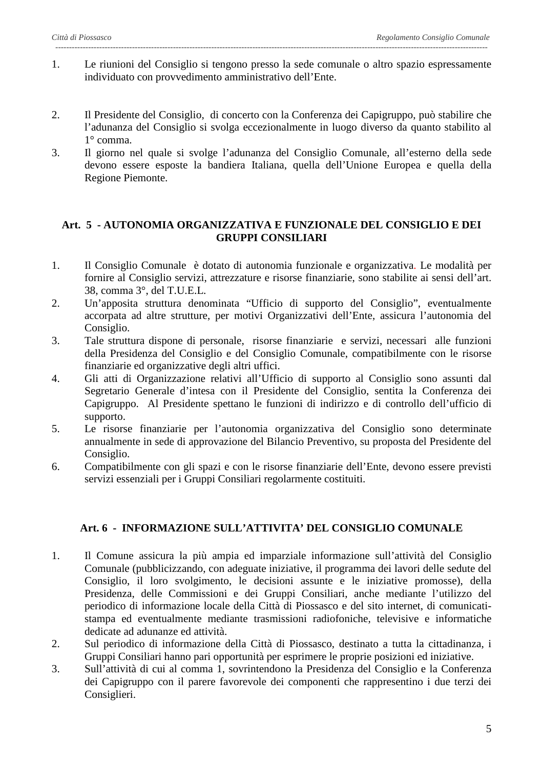1. Le riunioni del Consiglio si tengono presso la sede comunale o altro spazio espressamente individuato con provvedimento amministrativo dell'Ente.

2. Il Presidente del Consiglio, di concerto con la Conferenza dei Capigruppo, può stabilire che l'adunanza del Consiglio si svolga eccezionalmente in luogo diverso da quanto stabilito al 1° comma.
3. Il giorno nel quale si svolge l'adunanza del Consiglio Comunale, all'esterno della sede devono essere esposte la bandiera Italiana, quella dell'Unione Europea e quella della Regione Piemonte.

## Art. 5 - AUTONOMIA ORGANIZZATIVA E FUNZIONALE DEL CONSIGLIO E DEI GRUPPI CONSILIARI

1. Il Consiglio Comunale è dotato di autonomia funzionale e organizzativa. Le modalità per fornire al Consiglio servizi, attrezzature e risorse finanziarie, sono stabilite ai sensi dell'art. 38, comma 3°, del T.U.E.L.
2. Un'apposita struttura denominata "Ufficio di supporto del Consiglio", eventualmente accorpata ad altre strutture, per motivi Organizzativi dell'Ente, assicura l'autonomia del Consiglio.
3. Tale struttura dispone di personale, risorse finanziarie e servizi, necessari alle funzioni della Presidenza del Consiglio e del Consiglio Comunale, compatibilmente con le risorse finanziarie ed organizzative degli altri uffici.
4. Gli atti di Organizzazione relativi all'Ufficio di supporto al Consiglio sono assunti dal Segretario Generale d'intesa con il Presidente del Consiglio, sentita la Conferenza dei Capigruppo. Al Presidente spettano le funzioni di indirizzo e di controllo dell'ufficio di supporto.
5. Le risorse finanziarie per l'autonomia organizzativa del Consiglio sono determinate annualmente in sede di approvazione del Bilancio Preventivo, su proposta del Presidente del Consiglio.
6. Compatibilmente con gli spazi e con le risorse finanziarie dell'Ente, devono essere previsti servizi essenziali per i Gruppi Consiliari regolarmente costituiti.

## Art. 6 - INFORMAZIONE SULL'ATTIVITA' DEL CONSIGLIO COMUNALE

1. Il Comune assicura la più ampia ed imparziale informazione sull'attività del Consiglio Comunale (pubblicizzando, con adeguate iniziative, il programma dei lavori delle sedute del Consiglio, il loro svolgimento, le decisioni assunte e le iniziative promosse), della Presidenza, delle Commissioni e dei Gruppi Consiliari, anche mediante l'utilizzo del periodico di informazione locale della Città di Piossasco e del sito internet, di comunicati-stampa ed eventualmente mediante trasmissioni radiofoniche, televisive e informatiche dedicate ad adunanze ed attività.
2. Sul periodico di informazione della Città di Piossasco, destinato a tutta la cittadinanza, i Gruppi Consiliari hanno pari opportunità per esprimere le proprie posizioni ed iniziative.
3. Sull'attività di cui al comma 1, sovrintendono la Presidenza del Consiglio e la Conferenza dei Capigruppo con il parere favorevole dei componenti che rappresentino i due terzi dei Consiglieri.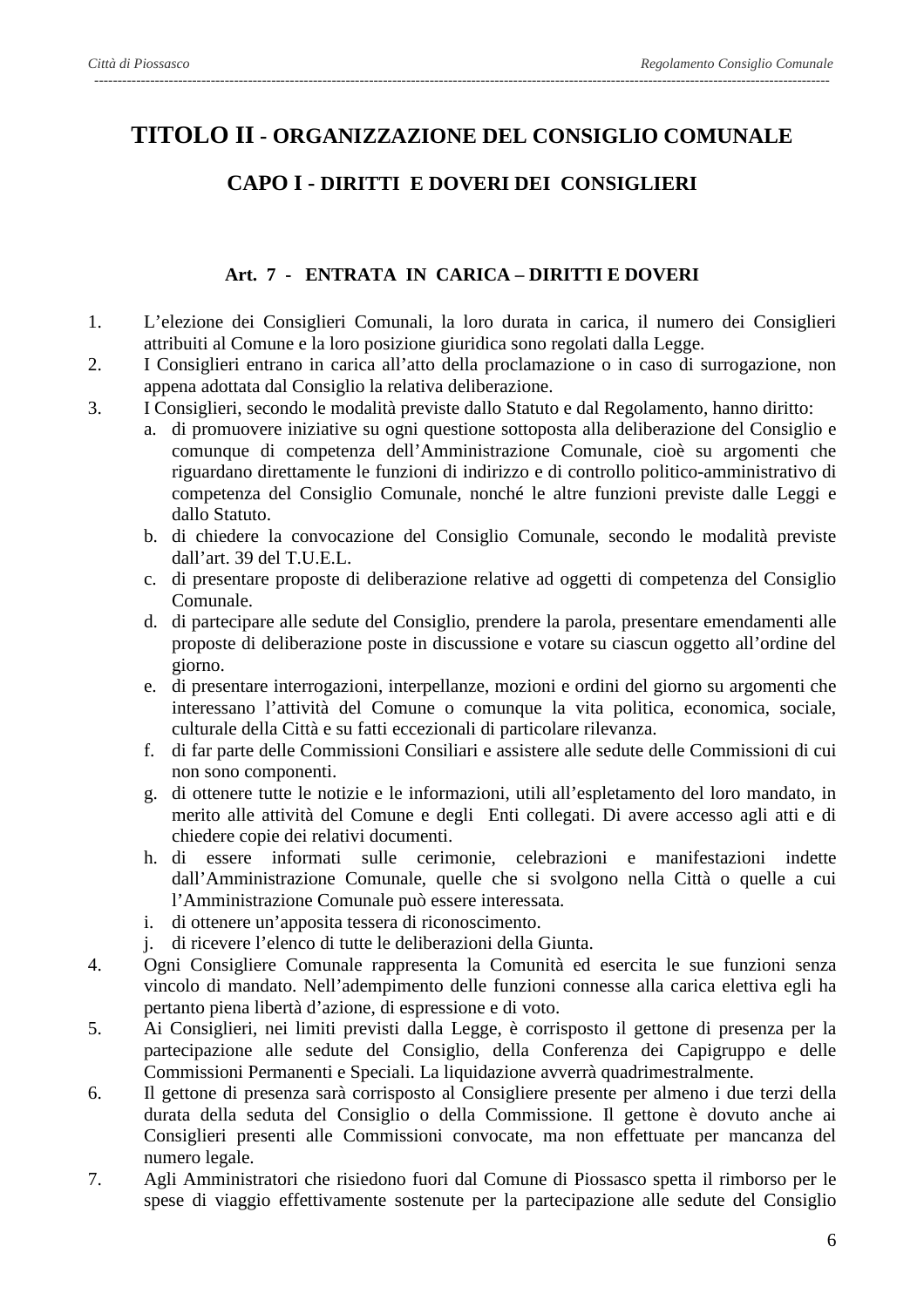# TITOLO II - ORGANIZZAZIONE DEL CONSIGLIO COMUNALE

## CAPO I - DIRITTI E DOVERI DEI CONSIGLIERI

### Art. 7 - ENTRATA IN CARICA – DIRITTI E DOVERI

1. L’elezione dei Consiglieri Comunali, la loro durata in carica, il numero dei Consiglieri attribuiti al Comune e la loro posizione giuridica sono regolati dalla Legge.
2. I Consiglieri entrano in carica all’atto della proclamazione o in caso di surrogazione, non appena adottata dal Consiglio la relativa deliberazione.
3. I Consiglieri, secondo le modalità previste dallo Statuto e dal Regolamento, hanno diritto:
   a. di promuovere iniziative su ogni questione sottoposta alla deliberazione del Consiglio e comunque di competenza dell’Amministrazione Comunale, cioè su argomenti che riguardano direttamente le funzioni di indirizzo e di controllo politico-amministrativo di competenza del Consiglio Comunale, nonché le altre funzioni previste dalle Leggi e dallo Statuto.
   b. di chiedere la convocazione del Consiglio Comunale, secondo le modalità previste dall’art. 39 del T.U.E.L.
   c. di presentare proposte di deliberazione relative ad oggetti di competenza del Consiglio Comunale.
   d. di partecipare alle sedute del Consiglio, prendere la parola, presentare emendamenti alle proposte di deliberazione poste in discussione e votare su ciascun oggetto all’ordine del giorno.
   e. di presentare interrogazioni, interpellanze, mozioni e ordini del giorno su argomenti che interessano l’attività del Comune o comunque la vita politica, economica, sociale, culturale della Città e su fatti eccezionali di particolare rilevanza.
   f. di far parte delle Commissioni Consiliari e assistere alle sedute delle Commissioni di cui non sono componenti.
   g. di ottenere tutte le notizie e le informazioni, utili all’espletamento del loro mandato, in merito alle attività del Comune e degli Enti collegati. Di avere accesso agli atti e di chiedere copie dei relativi documenti.
   h. di essere informati sulle cerimonie, celebrazioni e manifestazioni indette dall’Amministrazione Comunale, quelle che si svolgono nella Città o quelle a cui l’Amministrazione Comunale può essere interessata.
   i. di ottenere un’apposita tessera di riconoscimento.
   j. di ricevere l’elenco di tutte le deliberazioni della Giunta.
4. Ogni Consigliere Comunale rappresenta la Comunità ed esercita le sue funzioni senza vincolo di mandato. Nell’adempimento delle funzioni connesse alla carica elettiva egli ha pertanto piena libertà d’azione, di espressione e di voto.
5. Ai Consiglieri, nei limiti previsti dalla Legge, è corrisposto il gettone di presenza per la partecipazione alle sedute del Consiglio, della Conferenza dei Capigruppo e delle Commissioni Permanenti e Speciali. La liquidazione avverrà quadrimestralmente.
6. Il gettone di presenza sarà corrisposto al Consigliere presente per almeno i due terzi della durata della seduta del Consiglio o della Commissione. Il gettone è dovuto anche ai Consiglieri presenti alle Commissioni convocate, ma non effettuate per mancanza del numero legale.
7. Agli Amministratori che risiedono fuori dal Comune di Piossasco spetta il rimborso per le spese di viaggio effettivamente sostenute per la partecipazione alle sedute del Consiglio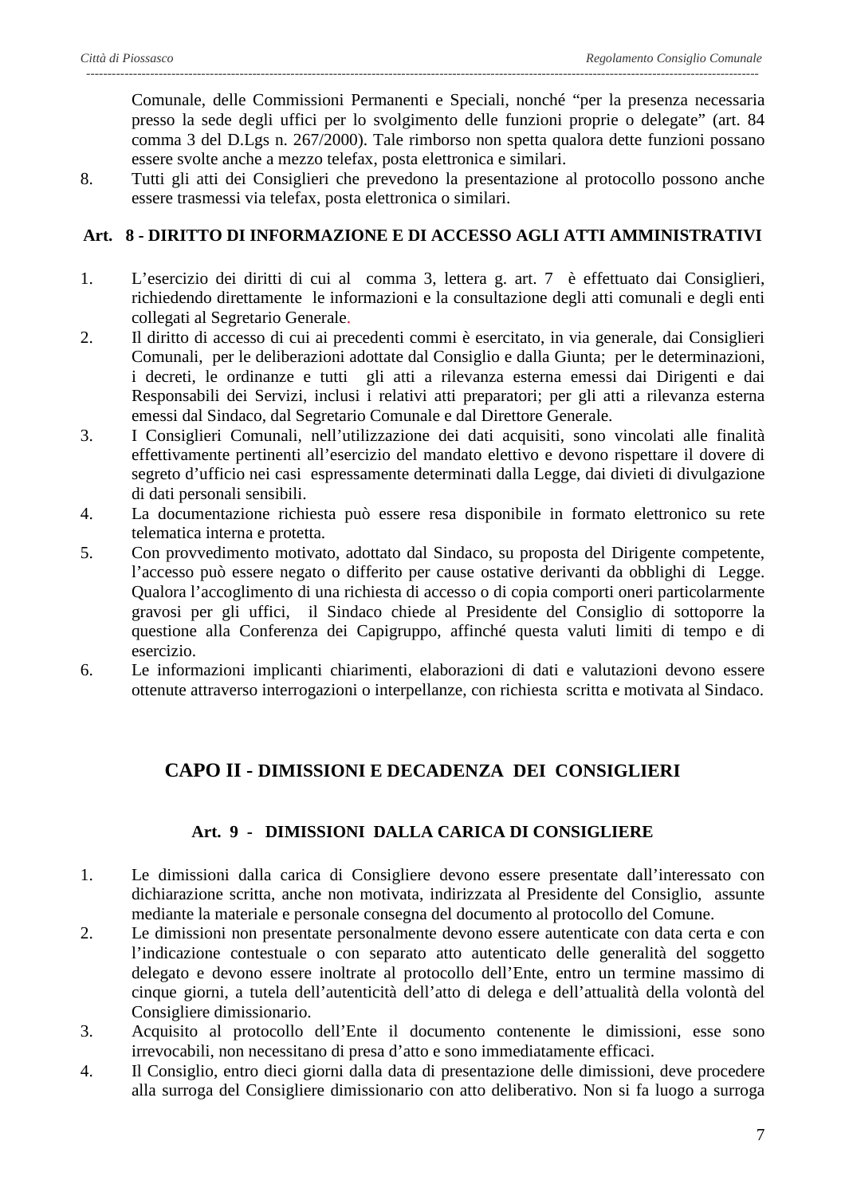Comunale, delle Commissioni Permanenti e Speciali, nonché “per la presenza necessaria presso la sede degli uffici per lo svolgimento delle funzioni proprie o delegate” (art. 84 comma 3 del D.Lgs n. 267/2000). Tale rimborso non spetta qualora dette funzioni possano essere svolte anche a mezzo telefax, posta elettronica e similari.

8. Tutti gli atti dei Consiglieri che prevedono la presentazione al protocollo possono anche essere trasmessi via telefax, posta elettronica o similari.

### Art. 8 - DIRITTO DI INFORMAZIONE E DI ACCESSO AGLI ATTI AMMINISTRATIVI

1. L’esercizio dei diritti di cui al comma 3, lettera g. art. 7 è effettuato dai Consiglieri, richiedendo direttamente le informazioni e la consultazione degli atti comunali e degli enti collegati al Segretario Generale.
2. Il diritto di accesso di cui ai precedenti commi è esercitato, in via generale, dai Consiglieri Comunali, per le deliberazioni adottate dal Consiglio e dalla Giunta; per le determinazioni, i decreti, le ordinanze e tutti gli atti a rilevanza esterna emessi dai Dirigenti e dai Responsabili dei Servizi, inclusi i relativi atti preparatori; per gli atti a rilevanza esterna emessi dal Sindaco, dal Segretario Comunale e dal Direttore Generale.
3. I Consiglieri Comunali, nell’utilizzazione dei dati acquisiti, sono vincolati alle finalità effettivamente pertinenti all’esercizio del mandato elettivo e devono rispettare il dovere di segreto d’ufficio nei casi espressamente determinati dalla Legge, dai divieti di divulgazione di dati personali sensibili.
4. La documentazione richiesta può essere resa disponibile in formato elettronico su rete telematica interna e protetta.
5. Con provvedimento motivato, adottato dal Sindaco, su proposta del Dirigente competente, l’accesso può essere negato o differito per cause ostative derivanti da obblighi di Legge. Qualora l’accoglimento di una richiesta di accesso o di copia comporti oneri particolarmente gravosi per gli uffici, il Sindaco chiede al Presidente del Consiglio di sottoporre la questione alla Conferenza dei Capigruppo, affinché questa valuti limiti di tempo e di esercizio.
6. Le informazioni implicanti chiarimenti, elaborazioni di dati e valutazioni devono essere ottenute attraverso interrogazioni o interpellanze, con richiesta scritta e motivata al Sindaco.

## CAPO II - DIMISSIONI E DECADENZA DEI CONSIGLIERI

### Art. 9 - DIMISSIONI DALLA CARICA DI CONSIGLIERE

1. Le dimissioni dalla carica di Consigliere devono essere presentate dall’interessato con dichiarazione scritta, anche non motivata, indirizzata al Presidente del Consiglio, assunte mediante la materiale e personale consegna del documento al protocollo del Comune.
2. Le dimissioni non presentate personalmente devono essere autenticate con data certa e con l’indicazione contestuale o con separato atto autenticato delle generalità del soggetto delegato e devono essere inoltrate al protocollo dell’Ente, entro un termine massimo di cinque giorni, a tutela dell’autenticità dell’atto di delega e dell’attualità della volontà del Consigliere dimissionario.
3. Acquisito al protocollo dell’Ente il documento contenente le dimissioni, esse sono irrevocabili, non necessitano di presa d’atto e sono immediatamente efficaci.
4. Il Consiglio, entro dieci giorni dalla data di presentazione delle dimissioni, deve procedere alla surroga del Consigliere dimissionario con atto deliberativo. Non si fa luogo a surroga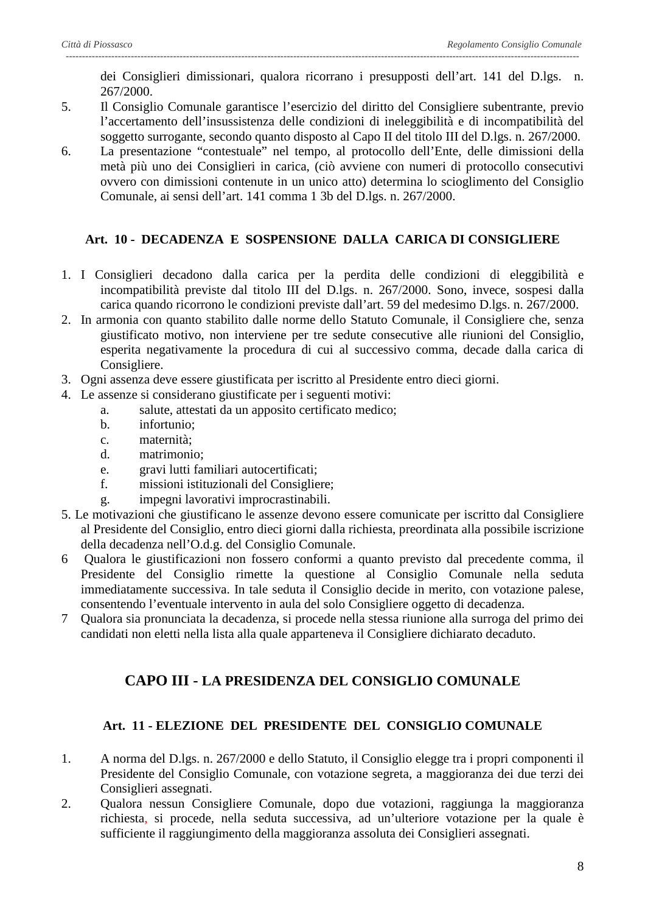dei Consiglieri dimissionari, qualora ricorrano i presupposti dell'art. 141 del D.lgs. n. 267/2000.

5. Il Consiglio Comunale garantisce l'esercizio del diritto del Consigliere subentrante, previo l'accertamento dell'insussistenza delle condizioni di ineleggibilità e di incompatibilità del soggetto surrogante, secondo quanto disposto al Capo II del titolo III del D.lgs. n. 267/2000.
6. La presentazione "contestuale" nel tempo, al protocollo dell'Ente, delle dimissioni della metà più uno dei Consiglieri in carica, (ciò avviene con numeri di protocollo consecutivi ovvero con dimissioni contenute in un unico atto) determina lo scioglimento del Consiglio Comunale, ai sensi dell'art. 141 comma 1 3b del D.lgs. n. 267/2000.

### Art. 10 - DECADENZA E SOSPENSIONE DALLA CARICA DI CONSIGLIERE

1. I Consiglieri decadono dalla carica per la perdita delle condizioni di eleggibilità e incompatibilità previste dal titolo III del D.lgs. n. 267/2000. Sono, invece, sospesi dalla carica quando ricorrono le condizioni previste dall'art. 59 del medesimo D.lgs. n. 267/2000.
2. In armonia con quanto stabilito dalle norme dello Statuto Comunale, il Consigliere che, senza giustificato motivo, non interviene per tre sedute consecutive alle riunioni del Consiglio, esperita negativamente la procedura di cui al successivo comma, decade dalla carica di Consigliere.
3. Ogni assenza deve essere giustificata per iscritto al Presidente entro dieci giorni.
4. Le assenze si considerano giustificate per i seguenti motivi:
   a. salute, attestati da un apposito certificato medico;
   b. infortunio;
   c. maternità;
   d. matrimonio;
   e. gravi lutti familiari autocertificati;
   f. missioni istituzionali del Consigliere;
   g. impegni lavorativi improcrastinabili.
5. Le motivazioni che giustificano le assenze devono essere comunicate per iscritto dal Consigliere al Presidente del Consiglio, entro dieci giorni dalla richiesta, preordinata alla possibile iscrizione della decadenza nell'O.d.g. del Consiglio Comunale.
6. Qualora le giustificazioni non fossero conformi a quanto previsto dal precedente comma, il Presidente del Consiglio rimette la questione al Consiglio Comunale nella seduta immediatamente successiva. In tale seduta il Consiglio decide in merito, con votazione palese, consentendo l'eventuale intervento in aula del solo Consigliere oggetto di decadenza.
7. Qualora sia pronunciata la decadenza, si procede nella stessa riunione alla surroga del primo dei candidati non eletti nella lista alla quale apparteneva il Consigliere dichiarato decaduto.

## CAPO III - LA PRESIDENZA DEL CONSIGLIO COMUNALE

### Art. 11 - ELEZIONE DEL PRESIDENTE DEL CONSIGLIO COMUNALE

1. A norma del D.lgs. n. 267/2000 e dello Statuto, il Consiglio elegge tra i propri componenti il Presidente del Consiglio Comunale, con votazione segreta, a maggioranza dei due terzi dei Consiglieri assegnati.
2. Qualora nessun Consigliere Comunale, dopo due votazioni, raggiunga la maggioranza richiesta, si procede, nella seduta successiva, ad un'ulteriore votazione per la quale è sufficiente il raggiungimento della maggioranza assoluta dei Consiglieri assegnati.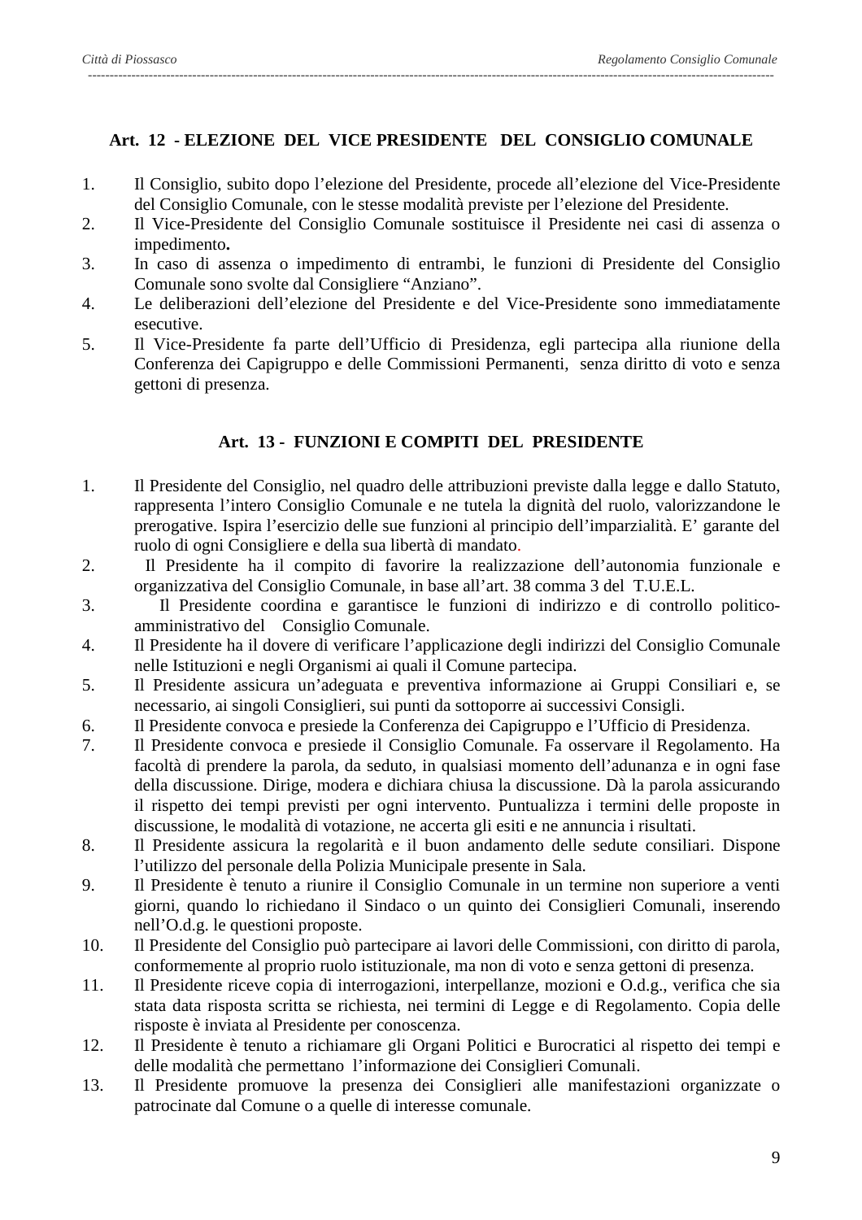## Art. 12 - ELEZIONE DEL VICE PRESIDENTE DEL CONSIGLIO COMUNALE

1. Il Consiglio, subito dopo l'elezione del Presidente, procede all'elezione del Vice-Presidente del Consiglio Comunale, con le stesse modalità previste per l'elezione del Presidente.
2. Il Vice-Presidente del Consiglio Comunale sostituisce il Presidente nei casi di assenza o impedimento**.**
3. In caso di assenza o impedimento di entrambi, le funzioni di Presidente del Consiglio Comunale sono svolte dal Consigliere "Anziano".
4. Le deliberazioni dell'elezione del Presidente e del Vice-Presidente sono immediatamente esecutive.
5. Il Vice-Presidente fa parte dell'Ufficio di Presidenza, egli partecipa alla riunione della Conferenza dei Capigruppo e delle Commissioni Permanenti, senza diritto di voto e senza gettoni di presenza.

## Art. 13 - FUNZIONI E COMPITI DEL PRESIDENTE

1. Il Presidente del Consiglio, nel quadro delle attribuzioni previste dalla legge e dallo Statuto, rappresenta l'intero Consiglio Comunale e ne tutela la dignità del ruolo, valorizzandone le prerogative. Ispira l'esercizio delle sue funzioni al principio dell'imparzialità. E' garante del ruolo di ogni Consigliere e della sua libertà di mandato.
2. Il Presidente ha il compito di favorire la realizzazione dell'autonomia funzionale e organizzativa del Consiglio Comunale, in base all'art. 38 comma 3 del T.U.E.L.
3. Il Presidente coordina e garantisce le funzioni di indirizzo e di controllo politico-amministrativo del Consiglio Comunale.
4. Il Presidente ha il dovere di verificare l'applicazione degli indirizzi del Consiglio Comunale nelle Istituzioni e negli Organismi ai quali il Comune partecipa.
5. Il Presidente assicura un'adeguata e preventiva informazione ai Gruppi Consiliari e, se necessario, ai singoli Consiglieri, sui punti da sottoporre ai successivi Consigli.
6. Il Presidente convoca e presiede la Conferenza dei Capigruppo e l'Ufficio di Presidenza.
7. Il Presidente convoca e presiede il Consiglio Comunale. Fa osservare il Regolamento. Ha facoltà di prendere la parola, da seduto, in qualsiasi momento dell'adunanza e in ogni fase della discussione. Dirige, modera e dichiara chiusa la discussione. Dà la parola assicurando il rispetto dei tempi previsti per ogni intervento. Puntualizza i termini delle proposte in discussione, le modalità di votazione, ne accerta gli esiti e ne annuncia i risultati.
8. Il Presidente assicura la regolarità e il buon andamento delle sedute consiliari. Dispone l'utilizzo del personale della Polizia Municipale presente in Sala.
9. Il Presidente è tenuto a riunire il Consiglio Comunale in un termine non superiore a venti giorni, quando lo richiedano il Sindaco o un quinto dei Consiglieri Comunali, inserendo nell'O.d.g. le questioni proposte.
10. Il Presidente del Consiglio può partecipare ai lavori delle Commissioni, con diritto di parola, conformemente al proprio ruolo istituzionale, ma non di voto e senza gettoni di presenza.
11. Il Presidente riceve copia di interrogazioni, interpellanze, mozioni e O.d.g., verifica che sia stata data risposta scritta se richiesta, nei termini di Legge e di Regolamento. Copia delle risposte è inviata al Presidente per conoscenza.
12. Il Presidente è tenuto a richiamare gli Organi Politici e Burocratici al rispetto dei tempi e delle modalità che permettano l'informazione dei Consiglieri Comunali.
13. Il Presidente promuove la presenza dei Consiglieri alle manifestazioni organizzate o patrocinate dal Comune o a quelle di interesse comunale.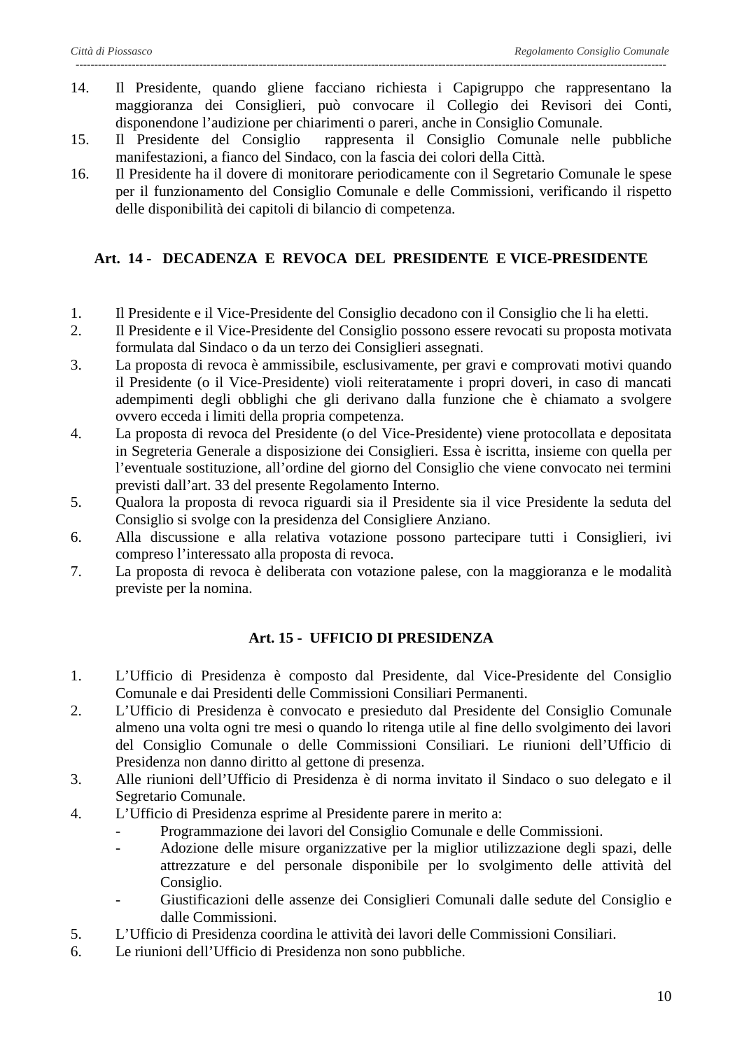14. Il Presidente, quando gliene facciano richiesta i Capigruppo che rappresentano la maggioranza dei Consiglieri, può convocare il Collegio dei Revisori dei Conti, disponendone l'audizione per chiarimenti o pareri, anche in Consiglio Comunale.
15. Il Presidente del Consiglio rappresenta il Consiglio Comunale nelle pubbliche manifestazioni, a fianco del Sindaco, con la fascia dei colori della Città.
16. Il Presidente ha il dovere di monitorare periodicamente con il Segretario Comunale le spese per il funzionamento del Consiglio Comunale e delle Commissioni, verificando il rispetto delle disponibilità dei capitoli di bilancio di competenza.

## Art. 14 - DECADENZA E REVOCA DEL PRESIDENTE E VICE-PRESIDENTE

1. Il Presidente e il Vice-Presidente del Consiglio decadono con il Consiglio che li ha eletti.
2. Il Presidente e il Vice-Presidente del Consiglio possono essere revocati su proposta motivata formulata dal Sindaco o da un terzo dei Consiglieri assegnati.
3. La proposta di revoca è ammissibile, esclusivamente, per gravi e comprovati motivi quando il Presidente (o il Vice-Presidente) violi reiteratamente i propri doveri, in caso di mancati adempimenti degli obblighi che gli derivano dalla funzione che è chiamato a svolgere ovvero ecceda i limiti della propria competenza.
4. La proposta di revoca del Presidente (o del Vice-Presidente) viene protocollata e depositata in Segreteria Generale a disposizione dei Consiglieri. Essa è iscritta, insieme con quella per l'eventuale sostituzione, all'ordine del giorno del Consiglio che viene convocato nei termini previsti dall'art. 33 del presente Regolamento Interno.
5. Qualora la proposta di revoca riguardi sia il Presidente sia il vice Presidente la seduta del Consiglio si svolge con la presidenza del Consigliere Anziano.
6. Alla discussione e alla relativa votazione possono partecipare tutti i Consiglieri, ivi compreso l'interessato alla proposta di revoca.
7. La proposta di revoca è deliberata con votazione palese, con la maggioranza e le modalità previste per la nomina.

## Art. 15 - UFFICIO DI PRESIDENZA

1. L'Ufficio di Presidenza è composto dal Presidente, dal Vice-Presidente del Consiglio Comunale e dai Presidenti delle Commissioni Consiliari Permanenti.
2. L'Ufficio di Presidenza è convocato e presieduto dal Presidente del Consiglio Comunale almeno una volta ogni tre mesi o quando lo ritenga utile al fine dello svolgimento dei lavori del Consiglio Comunale o delle Commissioni Consiliari. Le riunioni dell'Ufficio di Presidenza non danno diritto al gettone di presenza.
3. Alle riunioni dell'Ufficio di Presidenza è di norma invitato il Sindaco o suo delegato e il Segretario Comunale.
4. L'Ufficio di Presidenza esprime al Presidente parere in merito a:
   - Programmazione dei lavori del Consiglio Comunale e delle Commissioni.
   - Adozione delle misure organizzative per la miglior utilizzazione degli spazi, delle attrezzature e del personale disponibile per lo svolgimento delle attività del Consiglio.
   - Giustificazioni delle assenze dei Consiglieri Comunali dalle sedute del Consiglio e dalle Commissioni.
5. L'Ufficio di Presidenza coordina le attività dei lavori delle Commissioni Consiliari.
6. Le riunioni dell'Ufficio di Presidenza non sono pubbliche.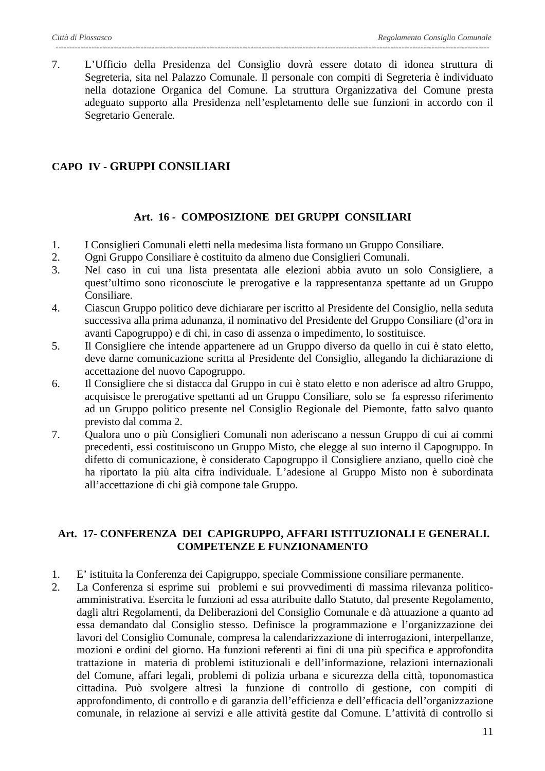7. L’Ufficio della Presidenza del Consiglio dovrà essere dotato di idonea struttura di Segreteria, sita nel Palazzo Comunale. Il personale con compiti di Segreteria è individuato nella dotazione Organica del Comune. La struttura Organizzativa del Comune presta adeguato supporto alla Presidenza nell’espletamento delle sue funzioni in accordo con il Segretario Generale.

## CAPO IV - GRUPPI CONSILIARI

### Art. 16 - COMPOSIZIONE DEI GRUPPI CONSILIARI

1. I Consiglieri Comunali eletti nella medesima lista formano un Gruppo Consiliare.
2. Ogni Gruppo Consiliare è costituito da almeno due Consiglieri Comunali.
3. Nel caso in cui una lista presentata alle elezioni abbia avuto un solo Consigliere, a quest’ultimo sono riconosciute le prerogative e la rappresentanza spettante ad un Gruppo Consiliare.
4. Ciascun Gruppo politico deve dichiarare per iscritto al Presidente del Consiglio, nella seduta successiva alla prima adunanza, il nominativo del Presidente del Gruppo Consiliare (d’ora in avanti Capogruppo) e di chi, in caso di assenza o impedimento, lo sostituisce.
5. Il Consigliere che intende appartenere ad un Gruppo diverso da quello in cui è stato eletto, deve darne comunicazione scritta al Presidente del Consiglio, allegando la dichiarazione di accettazione del nuovo Capogruppo.
6. Il Consigliere che si distacca dal Gruppo in cui è stato eletto e non aderisce ad altro Gruppo, acquisisce le prerogative spettanti ad un Gruppo Consiliare, solo se fa espresso riferimento ad un Gruppo politico presente nel Consiglio Regionale del Piemonte, fatto salvo quanto previsto dal comma 2.
7. Qualora uno o più Consiglieri Comunali non aderiscano a nessun Gruppo di cui ai commi precedenti, essi costituiscono un Gruppo Misto, che elegge al suo interno il Capogruppo. In difetto di comunicazione, è considerato Capogruppo il Consigliere anziano, quello cioè che ha riportato la più alta cifra individuale. L’adesione al Gruppo Misto non è subordinata all’accettazione di chi già compone tale Gruppo.

### Art. 17- CONFERENZA DEI CAPIGRUPPO, AFFARI ISTITUZIONALI E GENERALI. COMPETENZE E FUNZIONAMENTO

1. E’ istituita la Conferenza dei Capigruppo, speciale Commissione consiliare permanente.
2. La Conferenza si esprime sui problemi e sui provvedimenti di massima rilevanza politico-amministrativa. Esercita le funzioni ad essa attribuite dallo Statuto, dal presente Regolamento, dagli altri Regolamenti, da Deliberazioni del Consiglio Comunale e dà attuazione a quanto ad essa demandato dal Consiglio stesso. Definisce la programmazione e l’organizzazione dei lavori del Consiglio Comunale, compresa la calendarizzazione di interrogazioni, interpellanze, mozioni e ordini del giorno. Ha funzioni referenti ai fini di una più specifica e approfondita trattazione in materia di problemi istituzionali e dell’informazione, relazioni internazionali del Comune, affari legali, problemi di polizia urbana e sicurezza della città, toponomastica cittadina. Può svolgere altresì la funzione di controllo di gestione, con compiti di approfondimento, di controllo e di garanzia dell’efficienza e dell’efficacia dell’organizzazione comunale, in relazione ai servizi e alle attività gestite dal Comune. L’attività di controllo si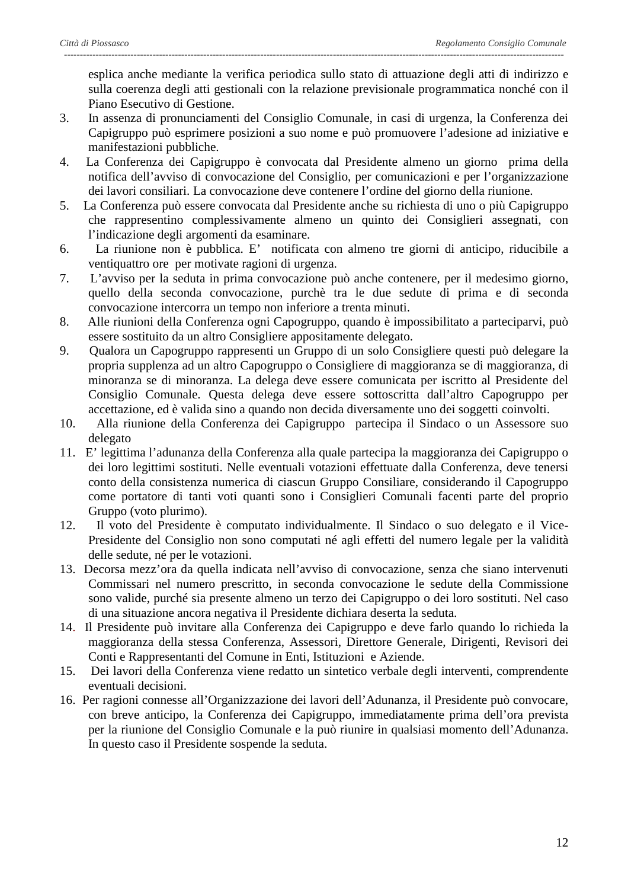esplica anche mediante la verifica periodica sullo stato di attuazione degli atti di indirizzo e sulla coerenza degli atti gestionali con la relazione previsionale programmatica nonché con il Piano Esecutivo di Gestione.

3. In assenza di pronunciamenti del Consiglio Comunale, in casi di urgenza, la Conferenza dei Capigruppo può esprimere posizioni a suo nome e può promuovere l'adesione ad iniziative e manifestazioni pubbliche.
4. La Conferenza dei Capigruppo è convocata dal Presidente almeno un giorno prima della notifica dell'avviso di convocazione del Consiglio, per comunicazioni e per l'organizzazione dei lavori consiliari. La convocazione deve contenere l'ordine del giorno della riunione.
5. La Conferenza può essere convocata dal Presidente anche su richiesta di uno o più Capigruppo che rappresentino complessivamente almeno un quinto dei Consiglieri assegnati, con l'indicazione degli argomenti da esaminare.
6. La riunione non è pubblica. E' notificata con almeno tre giorni di anticipo, riducibile a ventiquattro ore per motivate ragioni di urgenza.
7. L'avviso per la seduta in prima convocazione può anche contenere, per il medesimo giorno, quello della seconda convocazione, purchè tra le due sedute di prima e di seconda convocazione intercorra un tempo non inferiore a trenta minuti.
8. Alle riunioni della Conferenza ogni Capogruppo, quando è impossibilitato a parteciparvi, può essere sostituito da un altro Consigliere appositamente delegato.
9. Qualora un Capogruppo rappresenti un Gruppo di un solo Consigliere questi può delegare la propria supplenza ad un altro Capogruppo o Consigliere di maggioranza se di maggioranza, di minoranza se di minoranza. La delega deve essere comunicata per iscritto al Presidente del Consiglio Comunale. Questa delega deve essere sottoscritta dall'altro Capogruppo per accettazione, ed è valida sino a quando non decida diversamente uno dei soggetti coinvolti.
10. Alla riunione della Conferenza dei Capigruppo partecipa il Sindaco o un Assessore suo delegato
11. E' legittima l'adunanza della Conferenza alla quale partecipa la maggioranza dei Capigruppo o dei loro legittimi sostituti. Nelle eventuali votazioni effettuate dalla Conferenza, deve tenersi conto della consistenza numerica di ciascun Gruppo Consiliare, considerando il Capogruppo come portatore di tanti voti quanti sono i Consiglieri Comunali facenti parte del proprio Gruppo (voto plurimo).
12. Il voto del Presidente è computato individualmente. Il Sindaco o suo delegato e il Vice-Presidente del Consiglio non sono computati né agli effetti del numero legale per la validità delle sedute, né per le votazioni.
13. Decorsa mezz'ora da quella indicata nell'avviso di convocazione, senza che siano intervenuti Commissari nel numero prescritto, in seconda convocazione le sedute della Commissione sono valide, purché sia presente almeno un terzo dei Capigruppo o dei loro sostituti. Nel caso di una situazione ancora negativa il Presidente dichiara deserta la seduta.
14. Il Presidente può invitare alla Conferenza dei Capigruppo e deve farlo quando lo richieda la maggioranza della stessa Conferenza, Assessori, Direttore Generale, Dirigenti, Revisori dei Conti e Rappresentanti del Comune in Enti, Istituzioni e Aziende.
15. Dei lavori della Conferenza viene redatto un sintetico verbale degli interventi, comprendente eventuali decisioni.
16. Per ragioni connesse all'Organizzazione dei lavori dell'Adunanza, il Presidente può convocare, con breve anticipo, la Conferenza dei Capigruppo, immediatamente prima dell'ora prevista per la riunione del Consiglio Comunale e la può riunire in qualsiasi momento dell'Adunanza. In questo caso il Presidente sospende la seduta.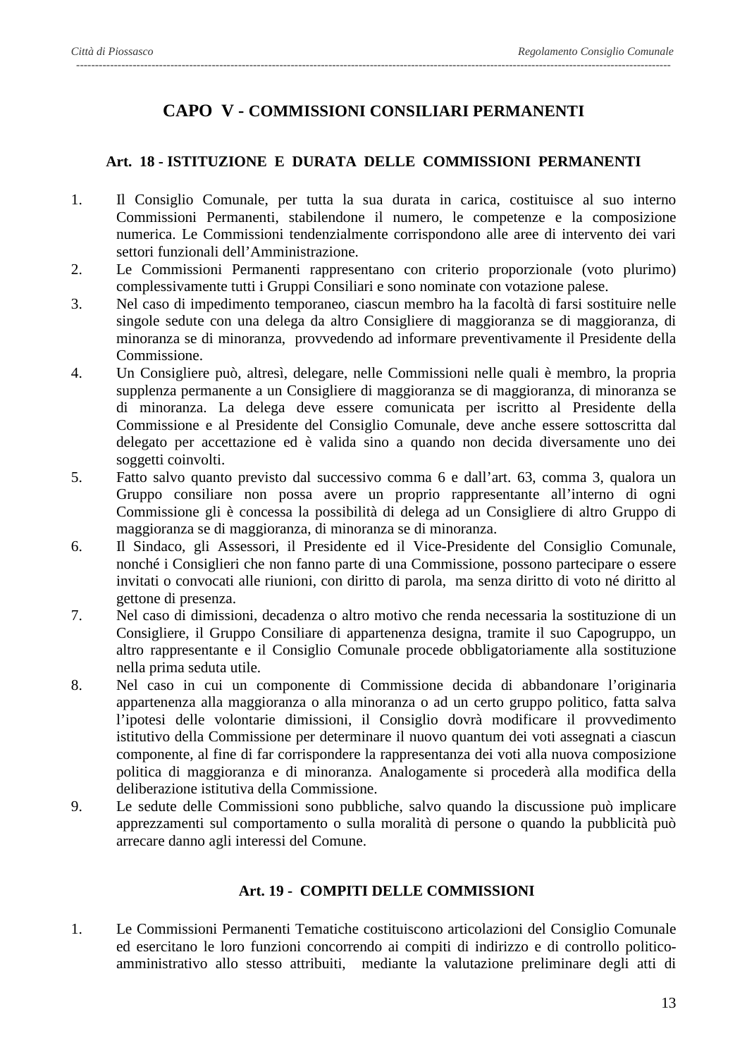## CAPO V - COMMISSIONI CONSILIARI PERMANENTI

### Art. 18 - ISTITUZIONE E DURATA DELLE COMMISSIONI PERMANENTI

1. Il Consiglio Comunale, per tutta la sua durata in carica, costituisce al suo interno Commissioni Permanenti, stabilendone il numero, le competenze e la composizione numerica. Le Commissioni tendenzialmente corrispondono alle aree di intervento dei vari settori funzionali dell'Amministrazione.
2. Le Commissioni Permanenti rappresentano con criterio proporzionale (voto plurimo) complessivamente tutti i Gruppi Consiliari e sono nominate con votazione palese.
3. Nel caso di impedimento temporaneo, ciascun membro ha la facoltà di farsi sostituire nelle singole sedute con una delega da altro Consigliere di maggioranza se di maggioranza, di minoranza se di minoranza, provvedendo ad informare preventivamente il Presidente della Commissione.
4. Un Consigliere può, altresì, delegare, nelle Commissioni nelle quali è membro, la propria supplenza permanente a un Consigliere di maggioranza se di maggioranza, di minoranza se di minoranza. La delega deve essere comunicata per iscritto al Presidente della Commissione e al Presidente del Consiglio Comunale, deve anche essere sottoscritta dal delegato per accettazione ed è valida sino a quando non decida diversamente uno dei soggetti coinvolti.
5. Fatto salvo quanto previsto dal successivo comma 6 e dall'art. 63, comma 3, qualora un Gruppo consiliare non possa avere un proprio rappresentante all'interno di ogni Commissione gli è concessa la possibilità di delega ad un Consigliere di altro Gruppo di maggioranza se di maggioranza, di minoranza se di minoranza.
6. Il Sindaco, gli Assessori, il Presidente ed il Vice-Presidente del Consiglio Comunale, nonché i Consiglieri che non fanno parte di una Commissione, possono partecipare o essere invitati o convocati alle riunioni, con diritto di parola, ma senza diritto di voto né diritto al gettone di presenza.
7. Nel caso di dimissioni, decadenza o altro motivo che renda necessaria la sostituzione di un Consigliere, il Gruppo Consiliare di appartenenza designa, tramite il suo Capogruppo, un altro rappresentante e il Consiglio Comunale procede obbligatoriamente alla sostituzione nella prima seduta utile.
8. Nel caso in cui un componente di Commissione decida di abbandonare l'originaria appartenenza alla maggioranza o alla minoranza o ad un certo gruppo politico, fatta salva l'ipotesi delle volontarie dimissioni, il Consiglio dovrà modificare il provvedimento istitutivo della Commissione per determinare il nuovo quantum dei voti assegnati a ciascun componente, al fine di far corrispondere la rappresentanza dei voti alla nuova composizione politica di maggioranza e di minoranza. Analogamente si procederà alla modifica della deliberazione istitutiva della Commissione.
9. Le sedute delle Commissioni sono pubbliche, salvo quando la discussione può implicare apprezzamenti sul comportamento o sulla moralità di persone o quando la pubblicità può arrecare danno agli interessi del Comune.

### Art. 19 - COMPITI DELLE COMMISSIONI

1. Le Commissioni Permanenti Tematiche costituiscono articolazioni del Consiglio Comunale ed esercitano le loro funzioni concorrendo ai compiti di indirizzo e di controllo politico-amministrativo allo stesso attribuiti, mediante la valutazione preliminare degli atti di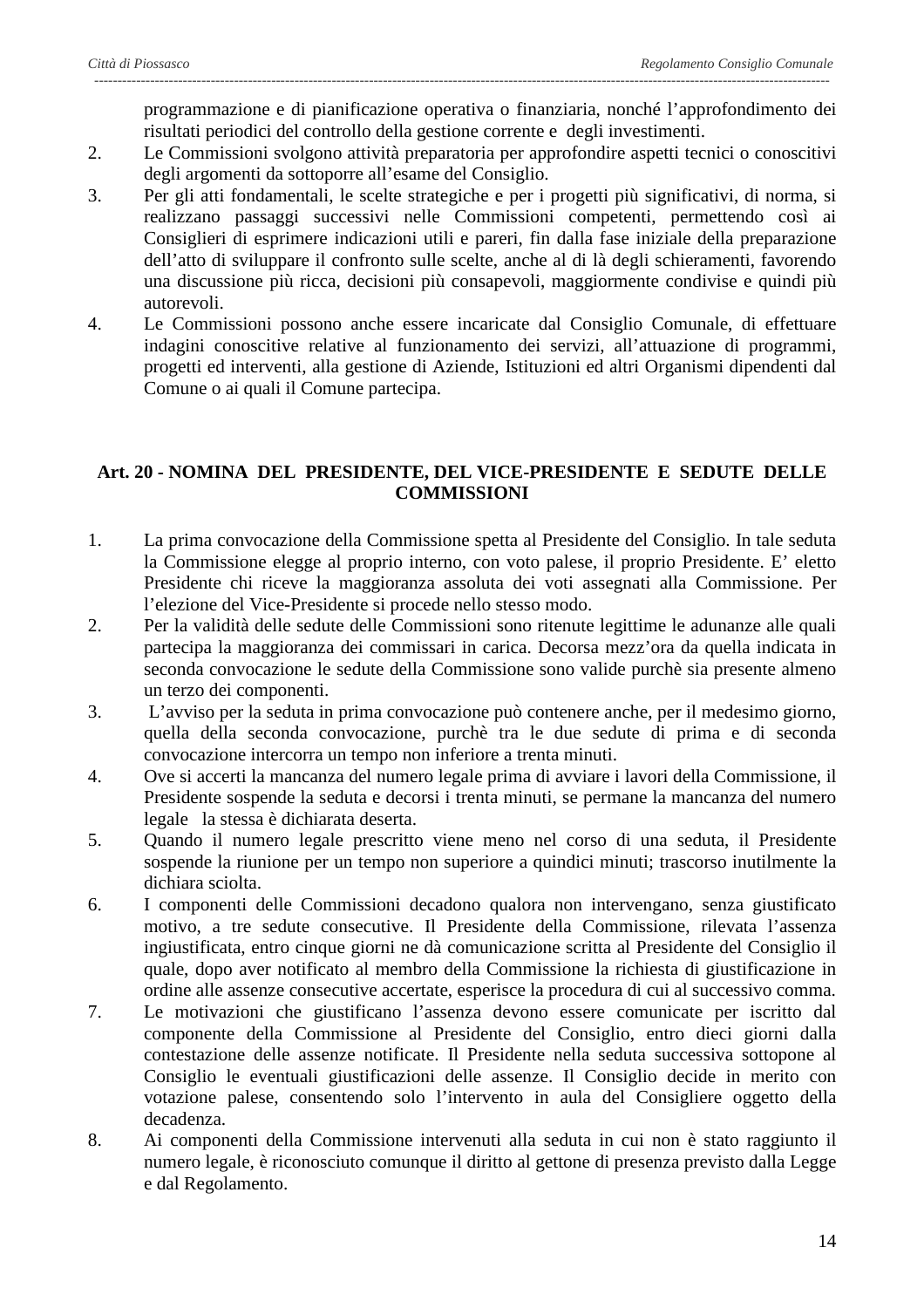programmazione e di pianificazione operativa o finanziaria, nonché l'approfondimento dei risultati periodici del controllo della gestione corrente e degli investimenti.

2. Le Commissioni svolgono attività preparatoria per approfondire aspetti tecnici o conoscitivi degli argomenti da sottoporre all'esame del Consiglio.
3. Per gli atti fondamentali, le scelte strategiche e per i progetti più significativi, di norma, si realizzano passaggi successivi nelle Commissioni competenti, permettendo così ai Consiglieri di esprimere indicazioni utili e pareri, fin dalla fase iniziale della preparazione dell'atto di sviluppare il confronto sulle scelte, anche al di là degli schieramenti, favorendo una discussione più ricca, decisioni più consapevoli, maggiormente condivise e quindi più autorevoli.
4. Le Commissioni possono anche essere incaricate dal Consiglio Comunale, di effettuare indagini conoscitive relative al funzionamento dei servizi, all'attuazione di programmi, progetti ed interventi, alla gestione di Aziende, Istituzioni ed altri Organismi dipendenti dal Comune o ai quali il Comune partecipa.

## Art. 20 - NOMINA DEL PRESIDENTE, DEL VICE-PRESIDENTE E SEDUTE DELLE COMMISSIONI

1. La prima convocazione della Commissione spetta al Presidente del Consiglio. In tale seduta la Commissione elegge al proprio interno, con voto palese, il proprio Presidente. E' eletto Presidente chi riceve la maggioranza assoluta dei voti assegnati alla Commissione. Per l'elezione del Vice-Presidente si procede nello stesso modo.
2. Per la validità delle sedute delle Commissioni sono ritenute legittime le adunanze alle quali partecipa la maggioranza dei commissari in carica. Decorsa mezz'ora da quella indicata in seconda convocazione le sedute della Commissione sono valide purchè sia presente almeno un terzo dei componenti.
3. L'avviso per la seduta in prima convocazione può contenere anche, per il medesimo giorno, quella della seconda convocazione, purchè tra le due sedute di prima e di seconda convocazione intercorra un tempo non inferiore a trenta minuti.
4. Ove si accerti la mancanza del numero legale prima di avviare i lavori della Commissione, il Presidente sospende la seduta e decorsi i trenta minuti, se permane la mancanza del numero legale la stessa è dichiarata deserta.
5. Quando il numero legale prescritto viene meno nel corso di una seduta, il Presidente sospende la riunione per un tempo non superiore a quindici minuti; trascorso inutilmente la dichiara sciolta.
6. I componenti delle Commissioni decadono qualora non intervengano, senza giustificato motivo, a tre sedute consecutive. Il Presidente della Commissione, rilevata l'assenza ingiustificata, entro cinque giorni ne dà comunicazione scritta al Presidente del Consiglio il quale, dopo aver notificato al membro della Commissione la richiesta di giustificazione in ordine alle assenze consecutive accertate, esperisce la procedura di cui al successivo comma.
7. Le motivazioni che giustificano l'assenza devono essere comunicate per iscritto dal componente della Commissione al Presidente del Consiglio, entro dieci giorni dalla contestazione delle assenze notificate. Il Presidente nella seduta successiva sottopone al Consiglio le eventuali giustificazioni delle assenze. Il Consiglio decide in merito con votazione palese, consentendo solo l'intervento in aula del Consigliere oggetto della decadenza.
8. Ai componenti della Commissione intervenuti alla seduta in cui non è stato raggiunto il numero legale, è riconosciuto comunque il diritto al gettone di presenza previsto dalla Legge e dal Regolamento.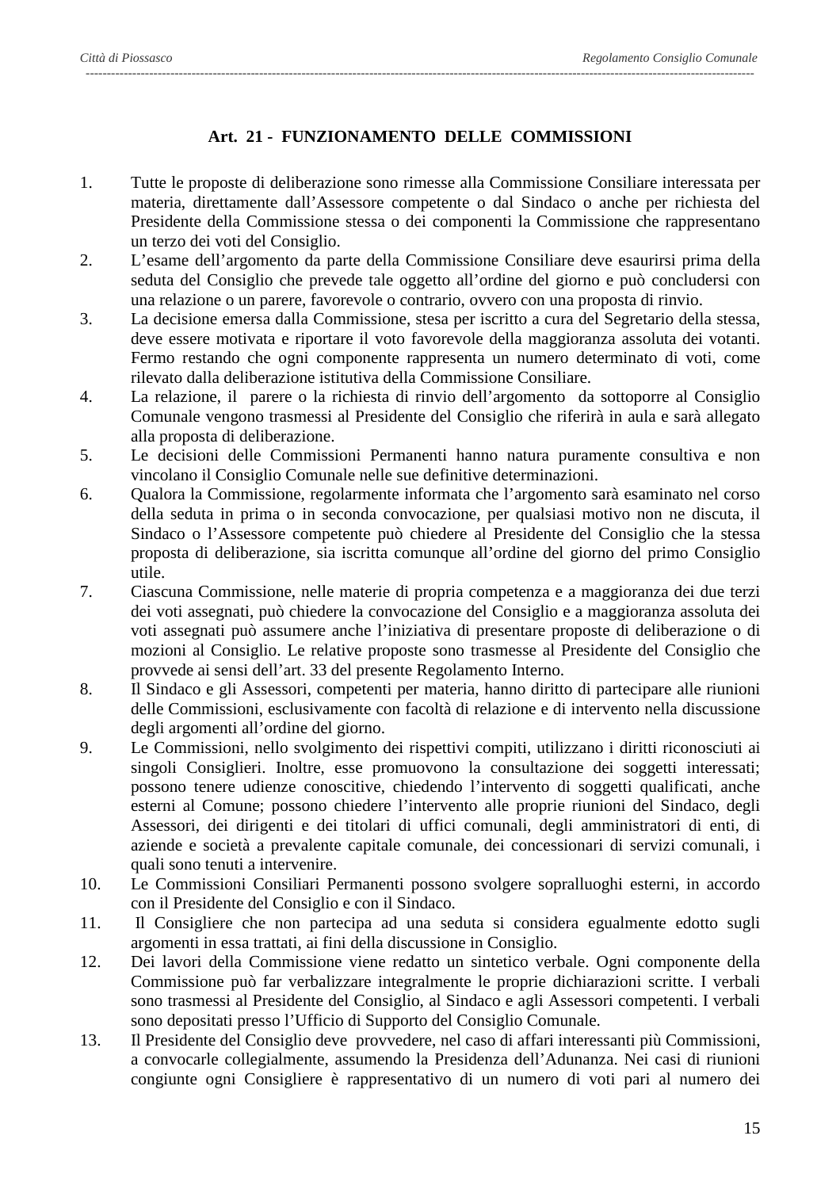## Art. 21 - FUNZIONAMENTO DELLE COMMISSIONI

1. Tutte le proposte di deliberazione sono rimesse alla Commissione Consiliare interessata per materia, direttamente dall'Assessore competente o dal Sindaco o anche per richiesta del Presidente della Commissione stessa o dei componenti la Commissione che rappresentano un terzo dei voti del Consiglio.
2. L'esame dell'argomento da parte della Commissione Consiliare deve esaurirsi prima della seduta del Consiglio che prevede tale oggetto all'ordine del giorno e può concludersi con una relazione o un parere, favorevole o contrario, ovvero con una proposta di rinvio.
3. La decisione emersa dalla Commissione, stesa per iscritto a cura del Segretario della stessa, deve essere motivata e riportare il voto favorevole della maggioranza assoluta dei votanti. Fermo restando che ogni componente rappresenta un numero determinato di voti, come rilevato dalla deliberazione istitutiva della Commissione Consiliare.
4. La relazione, il parere o la richiesta di rinvio dell'argomento da sottoporre al Consiglio Comunale vengono trasmessi al Presidente del Consiglio che riferirà in aula e sarà allegato alla proposta di deliberazione.
5. Le decisioni delle Commissioni Permanenti hanno natura puramente consultiva e non vincolano il Consiglio Comunale nelle sue definitive determinazioni.
6. Qualora la Commissione, regolarmente informata che l'argomento sarà esaminato nel corso della seduta in prima o in seconda convocazione, per qualsiasi motivo non ne discuta, il Sindaco o l'Assessore competente può chiedere al Presidente del Consiglio che la stessa proposta di deliberazione, sia iscritta comunque all'ordine del giorno del primo Consiglio utile.
7. Ciascuna Commissione, nelle materie di propria competenza e a maggioranza dei due terzi dei voti assegnati, può chiedere la convocazione del Consiglio e a maggioranza assoluta dei voti assegnati può assumere anche l'iniziativa di presentare proposte di deliberazione o di mozioni al Consiglio. Le relative proposte sono trasmesse al Presidente del Consiglio che provvede ai sensi dell'art. 33 del presente Regolamento Interno.
8. Il Sindaco e gli Assessori, competenti per materia, hanno diritto di partecipare alle riunioni delle Commissioni, esclusivamente con facoltà di relazione e di intervento nella discussione degli argomenti all'ordine del giorno.
9. Le Commissioni, nello svolgimento dei rispettivi compiti, utilizzano i diritti riconosciuti ai singoli Consiglieri. Inoltre, esse promuovono la consultazione dei soggetti interessati; possono tenere udienze conoscitive, chiedendo l'intervento di soggetti qualificati, anche esterni al Comune; possono chiedere l'intervento alle proprie riunioni del Sindaco, degli Assessori, dei dirigenti e dei titolari di uffici comunali, degli amministratori di enti, di aziende e società a prevalente capitale comunale, dei concessionari di servizi comunali, i quali sono tenuti a intervenire.
10. Le Commissioni Consiliari Permanenti possono svolgere sopralluoghi esterni, in accordo con il Presidente del Consiglio e con il Sindaco.
11. Il Consigliere che non partecipa ad una seduta si considera egualmente edotto sugli argomenti in essa trattati, ai fini della discussione in Consiglio.
12. Dei lavori della Commissione viene redatto un sintetico verbale. Ogni componente della Commissione può far verbalizzare integralmente le proprie dichiarazioni scritte. I verbali sono trasmessi al Presidente del Consiglio, al Sindaco e agli Assessori competenti. I verbali sono depositati presso l'Ufficio di Supporto del Consiglio Comunale.
13. Il Presidente del Consiglio deve provvedere, nel caso di affari interessanti più Commissioni, a convocarle collegialmente, assumendo la Presidenza dell'Adunanza. Nei casi di riunioni congiunte ogni Consigliere è rappresentativo di un numero di voti pari al numero dei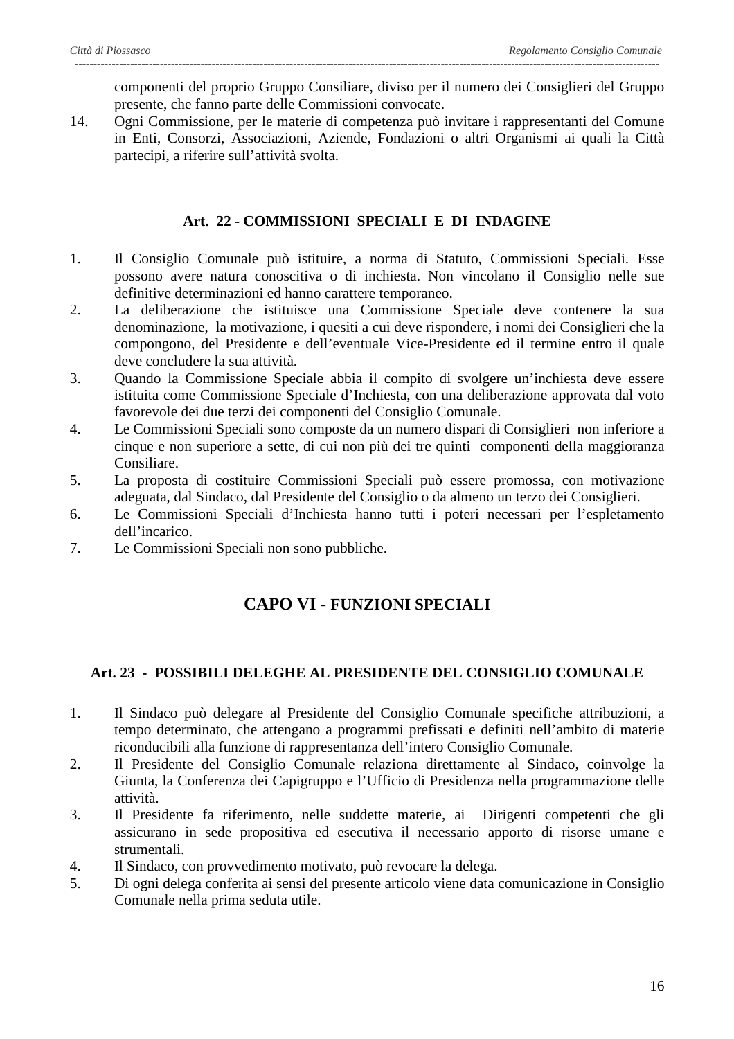componenti del proprio Gruppo Consiliare, diviso per il numero dei Consiglieri del Gruppo presente, che fanno parte delle Commissioni convocate.

14. Ogni Commissione, per le materie di competenza può invitare i rappresentanti del Comune in Enti, Consorzi, Associazioni, Aziende, Fondazioni o altri Organismi ai quali la Città partecipi, a riferire sull'attività svolta.

### Art. 22 - COMMISSIONI SPECIALI E DI INDAGINE

1. Il Consiglio Comunale può istituire, a norma di Statuto, Commissioni Speciali. Esse possono avere natura conoscitiva o di inchiesta. Non vincolano il Consiglio nelle sue definitive determinazioni ed hanno carattere temporaneo.
2. La deliberazione che istituisce una Commissione Speciale deve contenere la sua denominazione, la motivazione, i quesiti a cui deve rispondere, i nomi dei Consiglieri che la compongono, del Presidente e dell'eventuale Vice-Presidente ed il termine entro il quale deve concludere la sua attività.
3. Quando la Commissione Speciale abbia il compito di svolgere un'inchiesta deve essere istituita come Commissione Speciale d'Inchiesta, con una deliberazione approvata dal voto favorevole dei due terzi dei componenti del Consiglio Comunale.
4. Le Commissioni Speciali sono composte da un numero dispari di Consiglieri non inferiore a cinque e non superiore a sette, di cui non più dei tre quinti componenti della maggioranza Consiliare.
5. La proposta di costituire Commissioni Speciali può essere promossa, con motivazione adeguata, dal Sindaco, dal Presidente del Consiglio o da almeno un terzo dei Consiglieri.
6. Le Commissioni Speciali d'Inchiesta hanno tutti i poteri necessari per l'espletamento dell'incarico.
7. Le Commissioni Speciali non sono pubbliche.

## CAPO VI - FUNZIONI SPECIALI

### Art. 23 - POSSIBILI DELEGHE AL PRESIDENTE DEL CONSIGLIO COMUNALE

1. Il Sindaco può delegare al Presidente del Consiglio Comunale specifiche attribuzioni, a tempo determinato, che attengano a programmi prefissati e definiti nell'ambito di materie riconducibili alla funzione di rappresentanza dell'intero Consiglio Comunale.
2. Il Presidente del Consiglio Comunale relaziona direttamente al Sindaco, coinvolge la Giunta, la Conferenza dei Capigruppo e l'Ufficio di Presidenza nella programmazione delle attività.
3. Il Presidente fa riferimento, nelle suddette materie, ai Dirigenti competenti che gli assicurano in sede propositiva ed esecutiva il necessario apporto di risorse umane e strumentali.
4. Il Sindaco, con provvedimento motivato, può revocare la delega.
5. Di ogni delega conferita ai sensi del presente articolo viene data comunicazione in Consiglio Comunale nella prima seduta utile.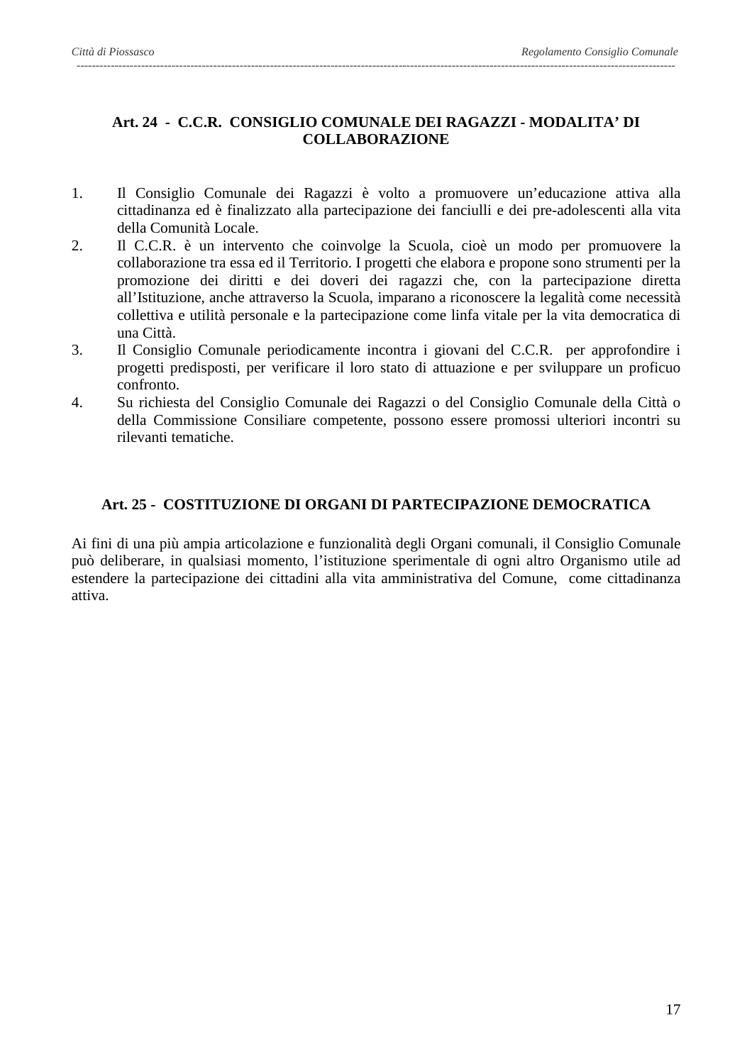### Art. 24 - C.C.R. CONSIGLIO COMUNALE DEI RAGAZZI - MODALITA' DI COLLABORAZIONE

1. Il Consiglio Comunale dei Ragazzi è volto a promuovere un'educazione attiva alla cittadinanza ed è finalizzato alla partecipazione dei fanciulli e dei pre-adolescenti alla vita della Comunità Locale.
2. Il C.C.R. è un intervento che coinvolge la Scuola, cioè un modo per promuovere la collaborazione tra essa ed il Territorio. I progetti che elabora e propone sono strumenti per la promozione dei diritti e dei doveri dei ragazzi che, con la partecipazione diretta all'Istituzione, anche attraverso la Scuola, imparano a riconoscere la legalità come necessità collettiva e utilità personale e la partecipazione come linfa vitale per la vita democratica di una Città.
3. Il Consiglio Comunale periodicamente incontra i giovani del C.C.R. per approfondire i progetti predisposti, per verificare il loro stato di attuazione e per sviluppare un proficuo confronto.
4. Su richiesta del Consiglio Comunale dei Ragazzi o del Consiglio Comunale della Città o della Commissione Consiliare competente, possono essere promossi ulteriori incontri su rilevanti tematiche.

### Art. 25 - COSTITUZIONE DI ORGANI DI PARTECIPAZIONE DEMOCRATICA

Ai fini di una più ampia articolazione e funzionalità degli Organi comunali, il Consiglio Comunale può deliberare, in qualsiasi momento, l'istituzione sperimentale di ogni altro Organismo utile ad estendere la partecipazione dei cittadini alla vita amministrativa del Comune, come cittadinanza attiva.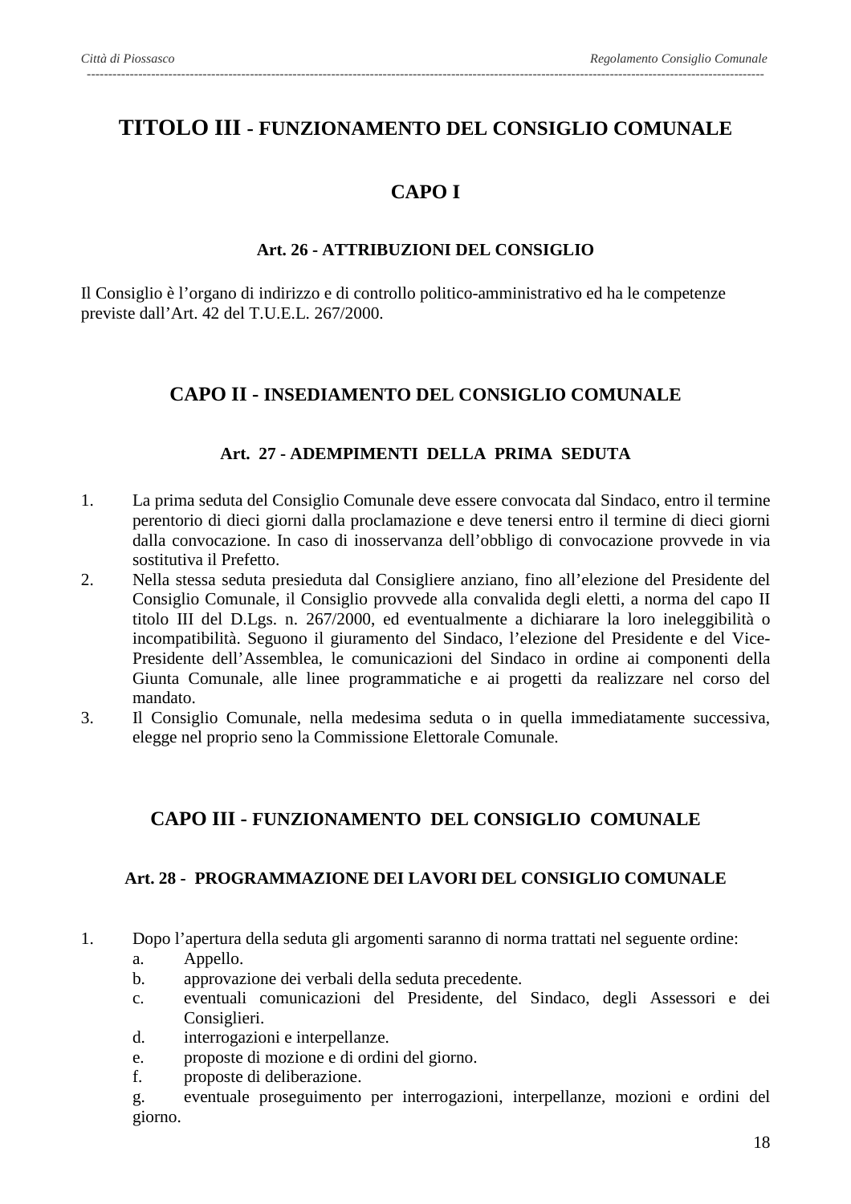# TITOLO III - FUNZIONAMENTO DEL CONSIGLIO COMUNALE

## CAPO I

### Art. 26 - ATTRIBUZIONI DEL CONSIGLIO

Il Consiglio è l'organo di indirizzo e di controllo politico-amministrativo ed ha le competenze previste dall'Art. 42 del T.U.E.L. 267/2000.

## CAPO II - INSEDIAMENTO DEL CONSIGLIO COMUNALE

### Art. 27 - ADEMPIMENTI DELLA PRIMA SEDUTA

1. La prima seduta del Consiglio Comunale deve essere convocata dal Sindaco, entro il termine perentorio di dieci giorni dalla proclamazione e deve tenersi entro il termine di dieci giorni dalla convocazione. In caso di inosservanza dell'obbligo di convocazione provvede in via sostitutiva il Prefetto.
2. Nella stessa seduta presieduta dal Consigliere anziano, fino all'elezione del Presidente del Consiglio Comunale, il Consiglio provvede alla convalida degli eletti, a norma del capo II titolo III del D.Lgs. n. 267/2000, ed eventualmente a dichiarare la loro ineleggibilità o incompatibilità. Seguono il giuramento del Sindaco, l'elezione del Presidente e del Vice-Presidente dell'Assemblea, le comunicazioni del Sindaco in ordine ai componenti della Giunta Comunale, alle linee programmatiche e ai progetti da realizzare nel corso del mandato.
3. Il Consiglio Comunale, nella medesima seduta o in quella immediatamente successiva, elegge nel proprio seno la Commissione Elettorale Comunale.

## CAPO III - FUNZIONAMENTO DEL CONSIGLIO COMUNALE

### Art. 28 - PROGRAMMAZIONE DEI LAVORI DEL CONSIGLIO COMUNALE

1. Dopo l'apertura della seduta gli argomenti saranno di norma trattati nel seguente ordine:
   a. Appello.
   b. approvazione dei verbali della seduta precedente.
   c. eventuali comunicazioni del Presidente, del Sindaco, degli Assessori e dei Consiglieri.
   d. interrogazioni e interpellanze.
   e. proposte di mozione e di ordini del giorno.
   f. proposte di deliberazione.
   g. eventuale proseguimento per interrogazioni, interpellanze, mozioni e ordini del giorno.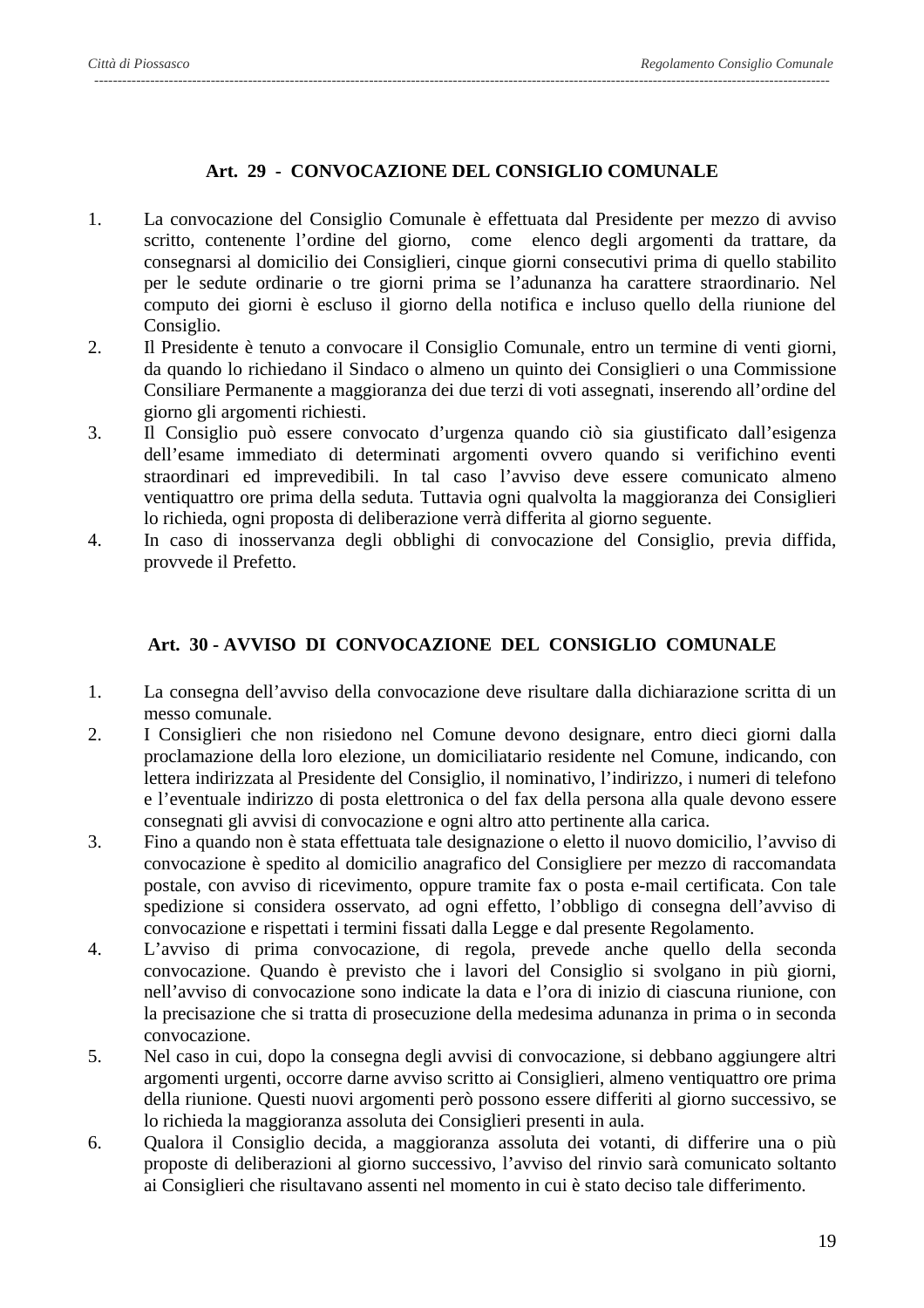## Art. 29 - CONVOCAZIONE DEL CONSIGLIO COMUNALE

1. La convocazione del Consiglio Comunale è effettuata dal Presidente per mezzo di avviso scritto, contenente l'ordine del giorno, come elenco degli argomenti da trattare, da consegnarsi al domicilio dei Consiglieri, cinque giorni consecutivi prima di quello stabilito per le sedute ordinarie o tre giorni prima se l'adunanza ha carattere straordinario. Nel computo dei giorni è escluso il giorno della notifica e incluso quello della riunione del Consiglio.
2. Il Presidente è tenuto a convocare il Consiglio Comunale, entro un termine di venti giorni, da quando lo richiedano il Sindaco o almeno un quinto dei Consiglieri o una Commissione Consiliare Permanente a maggioranza dei due terzi di voti assegnati, inserendo all'ordine del giorno gli argomenti richiesti.
3. Il Consiglio può essere convocato d'urgenza quando ciò sia giustificato dall'esigenza dell'esame immediato di determinati argomenti ovvero quando si verifichino eventi straordinari ed imprevedibili. In tal caso l'avviso deve essere comunicato almeno ventiquattro ore prima della seduta. Tuttavia ogni qualvolta la maggioranza dei Consiglieri lo richieda, ogni proposta di deliberazione verrà differita al giorno seguente.
4. In caso di inosservanza degli obblighi di convocazione del Consiglio, previa diffida, provvede il Prefetto.

## Art. 30 - AVVISO DI CONVOCAZIONE DEL CONSIGLIO COMUNALE

1. La consegna dell'avviso della convocazione deve risultare dalla dichiarazione scritta di un messo comunale.
2. I Consiglieri che non risiedono nel Comune devono designare, entro dieci giorni dalla proclamazione della loro elezione, un domiciliatario residente nel Comune, indicando, con lettera indirizzata al Presidente del Consiglio, il nominativo, l'indirizzo, i numeri di telefono e l'eventuale indirizzo di posta elettronica o del fax della persona alla quale devono essere consegnati gli avvisi di convocazione e ogni altro atto pertinente alla carica.
3. Fino a quando non è stata effettuata tale designazione o eletto il nuovo domicilio, l'avviso di convocazione è spedito al domicilio anagrafico del Consigliere per mezzo di raccomandata postale, con avviso di ricevimento, oppure tramite fax o posta e-mail certificata. Con tale spedizione si considera osservato, ad ogni effetto, l'obbligo di consegna dell'avviso di convocazione e rispettati i termini fissati dalla Legge e dal presente Regolamento.
4. L'avviso di prima convocazione, di regola, prevede anche quello della seconda convocazione. Quando è previsto che i lavori del Consiglio si svolgano in più giorni, nell'avviso di convocazione sono indicate la data e l'ora di inizio di ciascuna riunione, con la precisazione che si tratta di prosecuzione della medesima adunanza in prima o in seconda convocazione.
5. Nel caso in cui, dopo la consegna degli avvisi di convocazione, si debbano aggiungere altri argomenti urgenti, occorre darne avviso scritto ai Consiglieri, almeno ventiquattro ore prima della riunione. Questi nuovi argomenti però possono essere differiti al giorno successivo, se lo richieda la maggioranza assoluta dei Consiglieri presenti in aula.
6. Qualora il Consiglio decida, a maggioranza assoluta dei votanti, di differire una o più proposte di deliberazioni al giorno successivo, l'avviso del rinvio sarà comunicato soltanto ai Consiglieri che risultavano assenti nel momento in cui è stato deciso tale differimento.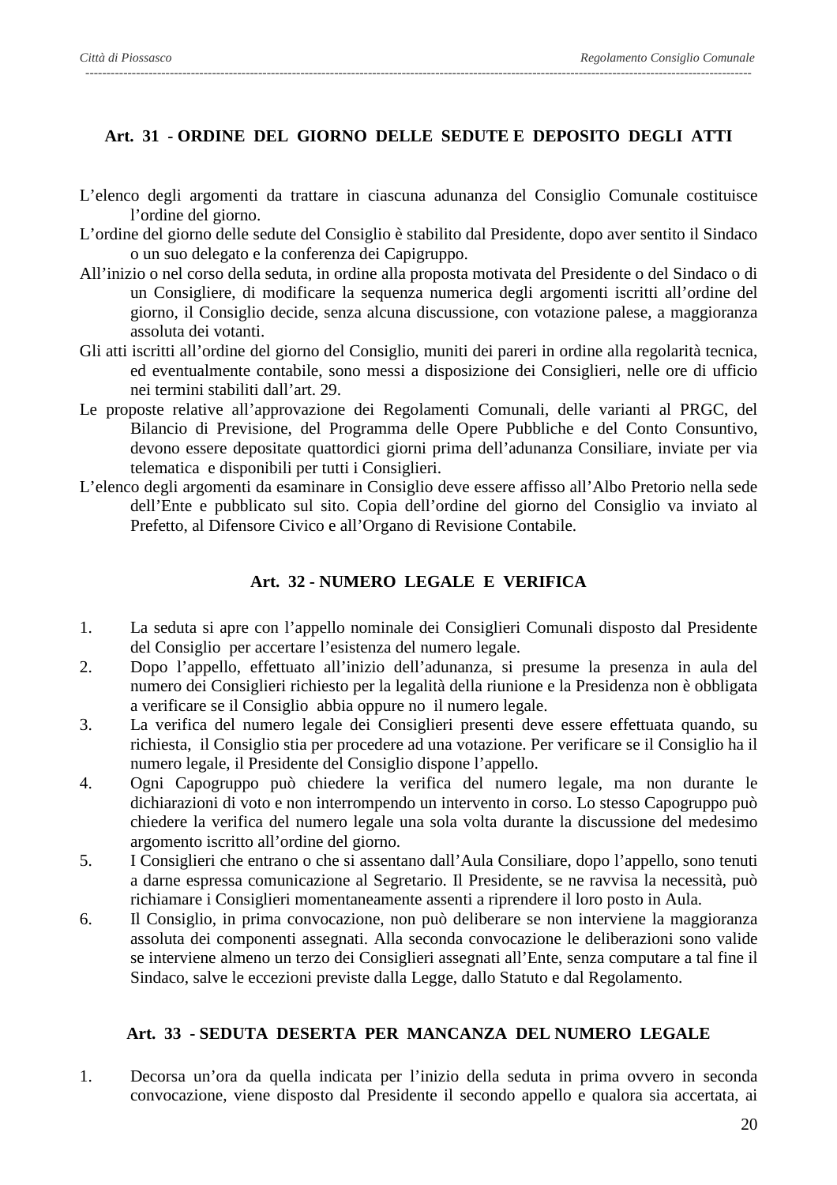## Art. 31 - ORDINE DEL GIORNO DELLE SEDUTE E DEPOSITO DEGLI ATTI

L'elenco degli argomenti da trattare in ciascuna adunanza del Consiglio Comunale costituisce l'ordine del giorno.

L'ordine del giorno delle sedute del Consiglio è stabilito dal Presidente, dopo aver sentito il Sindaco o un suo delegato e la conferenza dei Capigruppo.

All'inizio o nel corso della seduta, in ordine alla proposta motivata del Presidente o del Sindaco o di un Consigliere, di modificare la sequenza numerica degli argomenti iscritti all'ordine del giorno, il Consiglio decide, senza alcuna discussione, con votazione palese, a maggioranza assoluta dei votanti.

Gli atti iscritti all'ordine del giorno del Consiglio, muniti dei pareri in ordine alla regolarità tecnica, ed eventualmente contabile, sono messi a disposizione dei Consiglieri, nelle ore di ufficio nei termini stabiliti dall'art. 29.

Le proposte relative all'approvazione dei Regolamenti Comunali, delle varianti al PRGC, del Bilancio di Previsione, del Programma delle Opere Pubbliche e del Conto Consuntivo, devono essere depositate quattordici giorni prima dell'adunanza Consiliare, inviate per via telematica e disponibili per tutti i Consiglieri.

L'elenco degli argomenti da esaminare in Consiglio deve essere affisso all'Albo Pretorio nella sede dell'Ente e pubblicato sul sito. Copia dell'ordine del giorno del Consiglio va inviato al Prefetto, al Difensore Civico e all'Organo di Revisione Contabile.

## Art. 32 - NUMERO LEGALE E VERIFICA

1. La seduta si apre con l'appello nominale dei Consiglieri Comunali disposto dal Presidente del Consiglio per accertare l'esistenza del numero legale.
2. Dopo l'appello, effettuato all'inizio dell'adunanza, si presume la presenza in aula del numero dei Consiglieri richiesto per la legalità della riunione e la Presidenza non è obbligata a verificare se il Consiglio abbia oppure no il numero legale.
3. La verifica del numero legale dei Consiglieri presenti deve essere effettuata quando, su richiesta, il Consiglio stia per procedere ad una votazione. Per verificare se il Consiglio ha il numero legale, il Presidente del Consiglio dispone l'appello.
4. Ogni Capogruppo può chiedere la verifica del numero legale, ma non durante le dichiarazioni di voto e non interrompendo un intervento in corso. Lo stesso Capogruppo può chiedere la verifica del numero legale una sola volta durante la discussione del medesimo argomento iscritto all'ordine del giorno.
5. I Consiglieri che entrano o che si assentano dall'Aula Consiliare, dopo l'appello, sono tenuti a darne espressa comunicazione al Segretario. Il Presidente, se ne ravvisa la necessità, può richiamare i Consiglieri momentaneamente assenti a riprendere il loro posto in Aula.
6. Il Consiglio, in prima convocazione, non può deliberare se non interviene la maggioranza assoluta dei componenti assegnati. Alla seconda convocazione le deliberazioni sono valide se interviene almeno un terzo dei Consiglieri assegnati all'Ente, senza computare a tal fine il Sindaco, salve le eccezioni previste dalla Legge, dallo Statuto e dal Regolamento.

## Art. 33 - SEDUTA DESERTA PER MANCANZA DEL NUMERO LEGALE

1. Decorsa un'ora da quella indicata per l'inizio della seduta in prima ovvero in seconda convocazione, viene disposto dal Presidente il secondo appello e qualora sia accertata, ai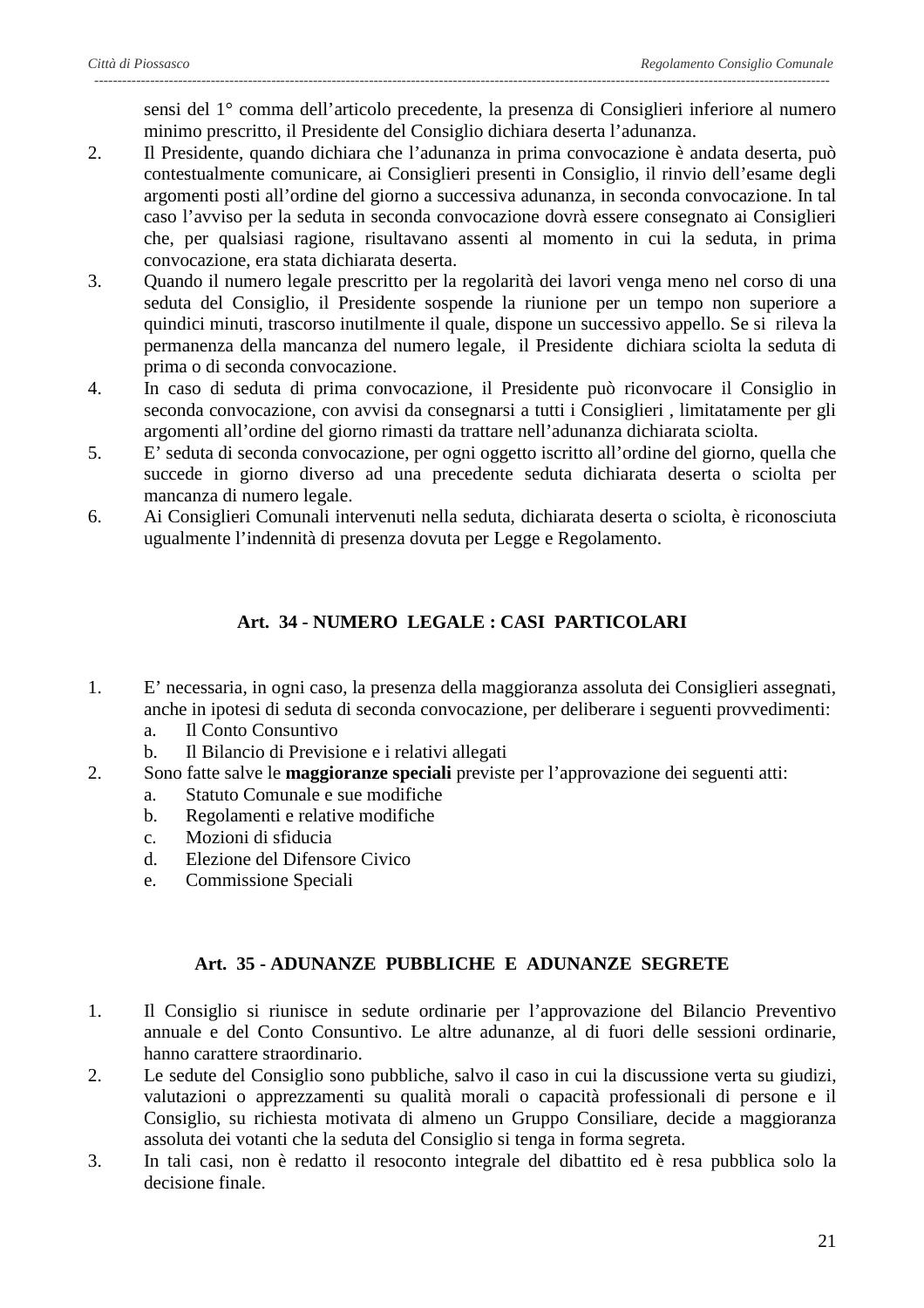sensi del 1° comma dell’articolo precedente, la presenza di Consiglieri inferiore al numero minimo prescritto, il Presidente del Consiglio dichiara deserta l’adunanza.

2. Il Presidente, quando dichiara che l’adunanza in prima convocazione è andata deserta, può contestualmente comunicare, ai Consiglieri presenti in Consiglio, il rinvio dell’esame degli argomenti posti all’ordine del giorno a successiva adunanza, in seconda convocazione. In tal caso l’avviso per la seduta in seconda convocazione dovrà essere consegnato ai Consiglieri che, per qualsiasi ragione, risultavano assenti al momento in cui la seduta, in prima convocazione, era stata dichiarata deserta.
3. Quando il numero legale prescritto per la regolarità dei lavori venga meno nel corso di una seduta del Consiglio, il Presidente sospende la riunione per un tempo non superiore a quindici minuti, trascorso inutilmente il quale, dispone un successivo appello. Se si rileva la permanenza della mancanza del numero legale, il Presidente dichiara sciolta la seduta di prima o di seconda convocazione.
4. In caso di seduta di prima convocazione, il Presidente può riconvocare il Consiglio in seconda convocazione, con avvisi da consegnarsi a tutti i Consiglieri , limitatamente per gli argomenti all’ordine del giorno rimasti da trattare nell’adunanza dichiarata sciolta.
5. E’ seduta di seconda convocazione, per ogni oggetto iscritto all’ordine del giorno, quella che succede in giorno diverso ad una precedente seduta dichiarata deserta o sciolta per mancanza di numero legale.
6. Ai Consiglieri Comunali intervenuti nella seduta, dichiarata deserta o sciolta, è riconosciuta ugualmente l’indennità di presenza dovuta per Legge e Regolamento.

## Art. 34 - NUMERO LEGALE : CASI PARTICOLARI

1. E’ necessaria, in ogni caso, la presenza della maggioranza assoluta dei Consiglieri assegnati, anche in ipotesi di seduta di seconda convocazione, per deliberare i seguenti provvedimenti:
   a. Il Conto Consuntivo
   b. Il Bilancio di Previsione e i relativi allegati
2. Sono fatte salve le **maggioranze speciali** previste per l’approvazione dei seguenti atti:
   a. Statuto Comunale e sue modifiche
   b. Regolamenti e relative modifiche
   c. Mozioni di sfiducia
   d. Elezione del Difensore Civico
   e. Commissione Speciali

## Art. 35 - ADUNANZE PUBBLICHE E ADUNANZE SEGRETE

1. Il Consiglio si riunisce in sedute ordinarie per l’approvazione del Bilancio Preventivo annuale e del Conto Consuntivo. Le altre adunanze, al di fuori delle sessioni ordinarie, hanno carattere straordinario.
2. Le sedute del Consiglio sono pubbliche, salvo il caso in cui la discussione verta su giudizi, valutazioni o apprezzamenti su qualità morali o capacità professionali di persone e il Consiglio, su richiesta motivata di almeno un Gruppo Consiliare, decide a maggioranza assoluta dei votanti che la seduta del Consiglio si tenga in forma segreta.
3. In tali casi, non è redatto il resoconto integrale del dibattito ed è resa pubblica solo la decisione finale.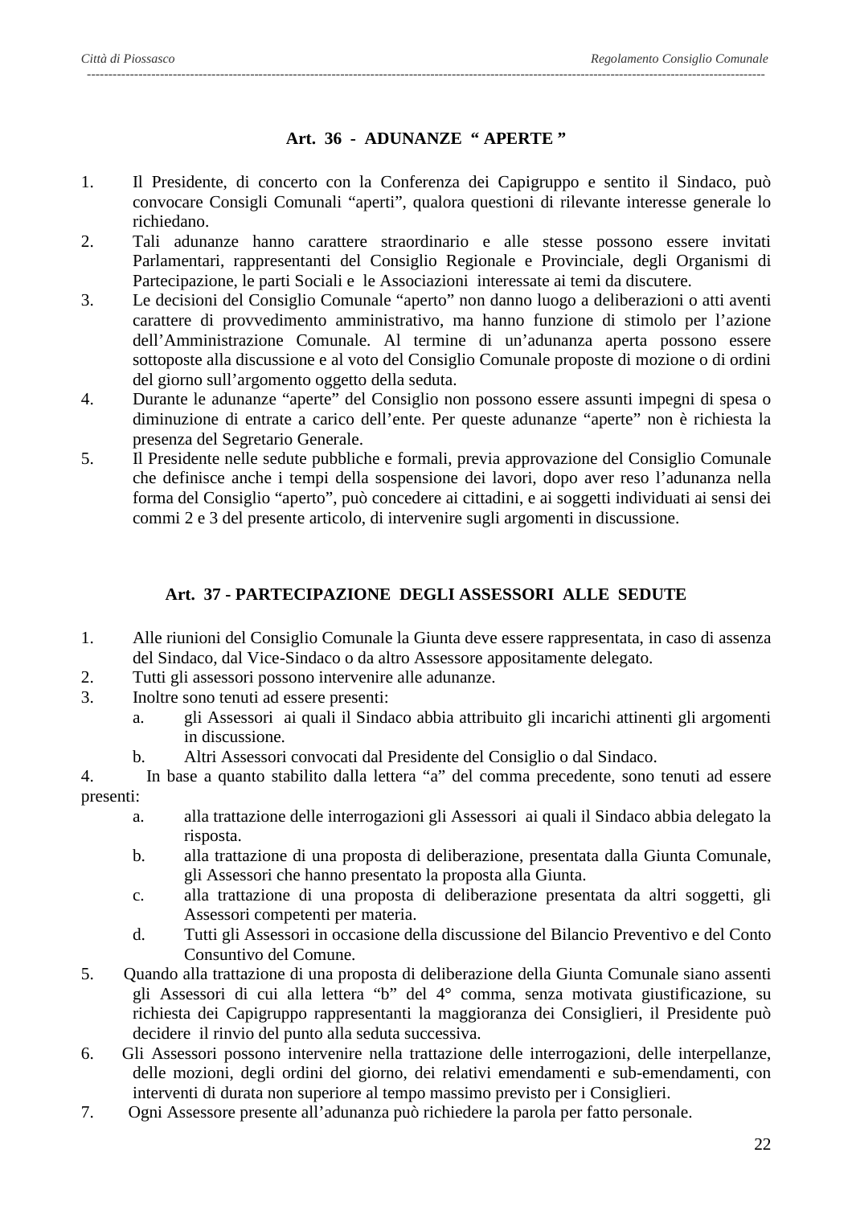### Art. 36 - ADUNANZE “ APERTE ”

1. Il Presidente, di concerto con la Conferenza dei Capigruppo e sentito il Sindaco, può convocare Consigli Comunali “aperti”, qualora questioni di rilevante interesse generale lo richiedano.
2. Tali adunanze hanno carattere straordinario e alle stesse possono essere invitati Parlamentari, rappresentanti del Consiglio Regionale e Provinciale, degli Organismi di Partecipazione, le parti Sociali e le Associazioni interessate ai temi da discutere.
3. Le decisioni del Consiglio Comunale “aperto” non danno luogo a deliberazioni o atti aventi carattere di provvedimento amministrativo, ma hanno funzione di stimolo per l’azione dell’Amministrazione Comunale. Al termine di un’adunanza aperta possono essere sottoposte alla discussione e al voto del Consiglio Comunale proposte di mozione o di ordini del giorno sull’argomento oggetto della seduta.
4. Durante le adunanze “aperte” del Consiglio non possono essere assunti impegni di spesa o diminuzione di entrate a carico dell’ente. Per queste adunanze “aperte” non è richiesta la presenza del Segretario Generale.
5. Il Presidente nelle sedute pubbliche e formali, previa approvazione del Consiglio Comunale che definisce anche i tempi della sospensione dei lavori, dopo aver reso l’adunanza nella forma del Consiglio “aperto”, può concedere ai cittadini, e ai soggetti individuati ai sensi dei commi 2 e 3 del presente articolo, di intervenire sugli argomenti in discussione.

### Art. 37 - PARTECIPAZIONE DEGLI ASSESSORI ALLE SEDUTE

1. Alle riunioni del Consiglio Comunale la Giunta deve essere rappresentata, in caso di assenza del Sindaco, dal Vice-Sindaco o da altro Assessore appositamente delegato.
2. Tutti gli assessori possono intervenire alle adunanze.
3. Inoltre sono tenuti ad essere presenti:
   a. gli Assessori ai quali il Sindaco abbia attribuito gli incarichi attinenti gli argomenti in discussione.
   b. Altri Assessori convocati dal Presidente del Consiglio o dal Sindaco.
4. In base a quanto stabilito dalla lettera “a” del comma precedente, sono tenuti ad essere presenti:
   a. alla trattazione delle interrogazioni gli Assessori ai quali il Sindaco abbia delegato la risposta.
   b. alla trattazione di una proposta di deliberazione, presentata dalla Giunta Comunale, gli Assessori che hanno presentato la proposta alla Giunta.
   c. alla trattazione di una proposta di deliberazione presentata da altri soggetti, gli Assessori competenti per materia.
   d. Tutti gli Assessori in occasione della discussione del Bilancio Preventivo e del Conto Consuntivo del Comune.
5. Quando alla trattazione di una proposta di deliberazione della Giunta Comunale siano assenti gli Assessori di cui alla lettera “b” del 4° comma, senza motivata giustificazione, su richiesta dei Capigruppo rappresentanti la maggioranza dei Consiglieri, il Presidente può decidere il rinvio del punto alla seduta successiva.
6. Gli Assessori possono intervenire nella trattazione delle interrogazioni, delle interpellanze, delle mozioni, degli ordini del giorno, dei relativi emendamenti e sub-emendamenti, con interventi di durata non superiore al tempo massimo previsto per i Consiglieri.
7. Ogni Assessore presente all’adunanza può richiedere la parola per fatto personale.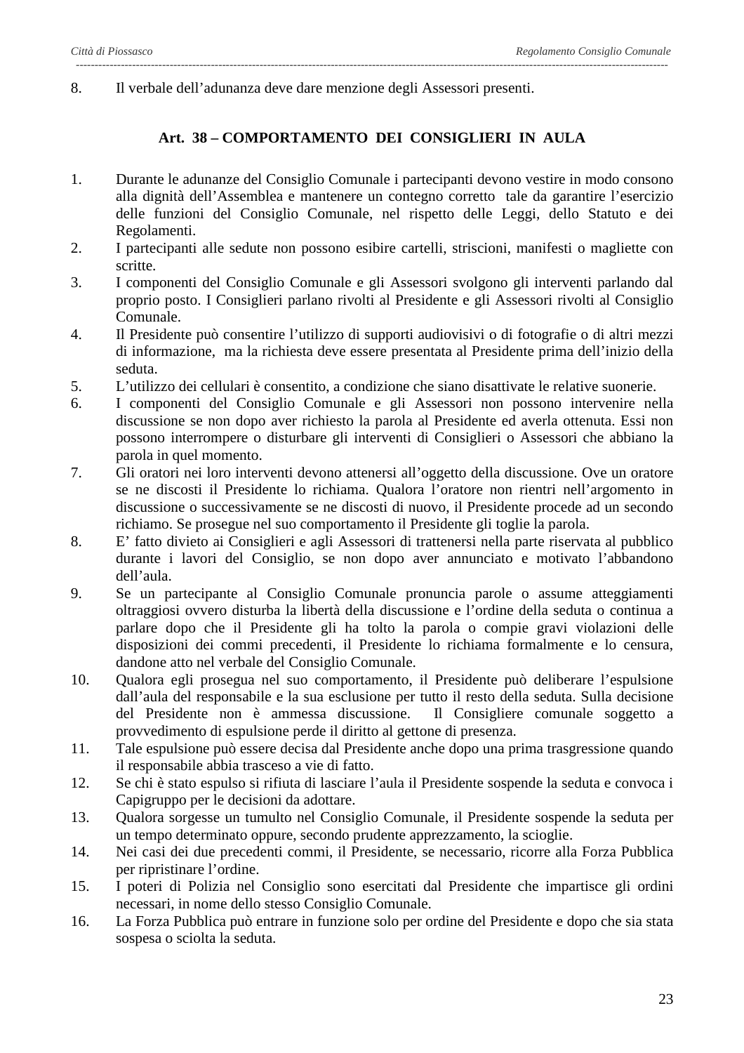8. Il verbale dell’adunanza deve dare menzione degli Assessori presenti.

### Art. 38 – COMPORTAMENTO DEI CONSIGLIERI IN AULA

1. Durante le adunanze del Consiglio Comunale i partecipanti devono vestire in modo consono alla dignità dell’Assemblea e mantenere un contegno corretto tale da garantire l’esercizio delle funzioni del Consiglio Comunale, nel rispetto delle Leggi, dello Statuto e dei Regolamenti.
2. I partecipanti alle sedute non possono esibire cartelli, striscioni, manifesti o magliette con scritte.
3. I componenti del Consiglio Comunale e gli Assessori svolgono gli interventi parlando dal proprio posto. I Consiglieri parlano rivolti al Presidente e gli Assessori rivolti al Consiglio Comunale.
4. Il Presidente può consentire l’utilizzo di supporti audiovisivi o di fotografie o di altri mezzi di informazione, ma la richiesta deve essere presentata al Presidente prima dell’inizio della seduta.
5. L’utilizzo dei cellulari è consentito, a condizione che siano disattivate le relative suonerie.
6. I componenti del Consiglio Comunale e gli Assessori non possono intervenire nella discussione se non dopo aver richiesto la parola al Presidente ed averla ottenuta. Essi non possono interrompere o disturbare gli interventi di Consiglieri o Assessori che abbiano la parola in quel momento.
7. Gli oratori nei loro interventi devono attenersi all’oggetto della discussione. Ove un oratore se ne discosti il Presidente lo richiama. Qualora l’oratore non rientri nell’argomento in discussione o successivamente se ne discosti di nuovo, il Presidente procede ad un secondo richiamo. Se prosegue nel suo comportamento il Presidente gli toglie la parola.
8. E’ fatto divieto ai Consiglieri e agli Assessori di trattenersi nella parte riservata al pubblico durante i lavori del Consiglio, se non dopo aver annunciato e motivato l’abbandono dell’aula.
9. Se un partecipante al Consiglio Comunale pronuncia parole o assume atteggiamenti oltraggiosi ovvero disturba la libertà della discussione e l’ordine della seduta o continua a parlare dopo che il Presidente gli ha tolto la parola o compie gravi violazioni delle disposizioni dei commi precedenti, il Presidente lo richiama formalmente e lo censura, dandone atto nel verbale del Consiglio Comunale.
10. Qualora egli prosegua nel suo comportamento, il Presidente può deliberare l’espulsione dall’aula del responsabile e la sua esclusione per tutto il resto della seduta. Sulla decisione del Presidente non è ammessa discussione. Il Consigliere comunale soggetto a provvedimento di espulsione perde il diritto al gettone di presenza.
11. Tale espulsione può essere decisa dal Presidente anche dopo una prima trasgressione quando il responsabile abbia trasceso a vie di fatto.
12. Se chi è stato espulso si rifiuta di lasciare l’aula il Presidente sospende la seduta e convoca i Capigruppo per le decisioni da adottare.
13. Qualora sorgesse un tumulto nel Consiglio Comunale, il Presidente sospende la seduta per un tempo determinato oppure, secondo prudente apprezzamento, la scioglie.
14. Nei casi dei due precedenti commi, il Presidente, se necessario, ricorre alla Forza Pubblica per ripristinare l’ordine.
15. I poteri di Polizia nel Consiglio sono esercitati dal Presidente che impartisce gli ordini necessari, in nome dello stesso Consiglio Comunale.
16. La Forza Pubblica può entrare in funzione solo per ordine del Presidente e dopo che sia stata sospesa o sciolta la seduta.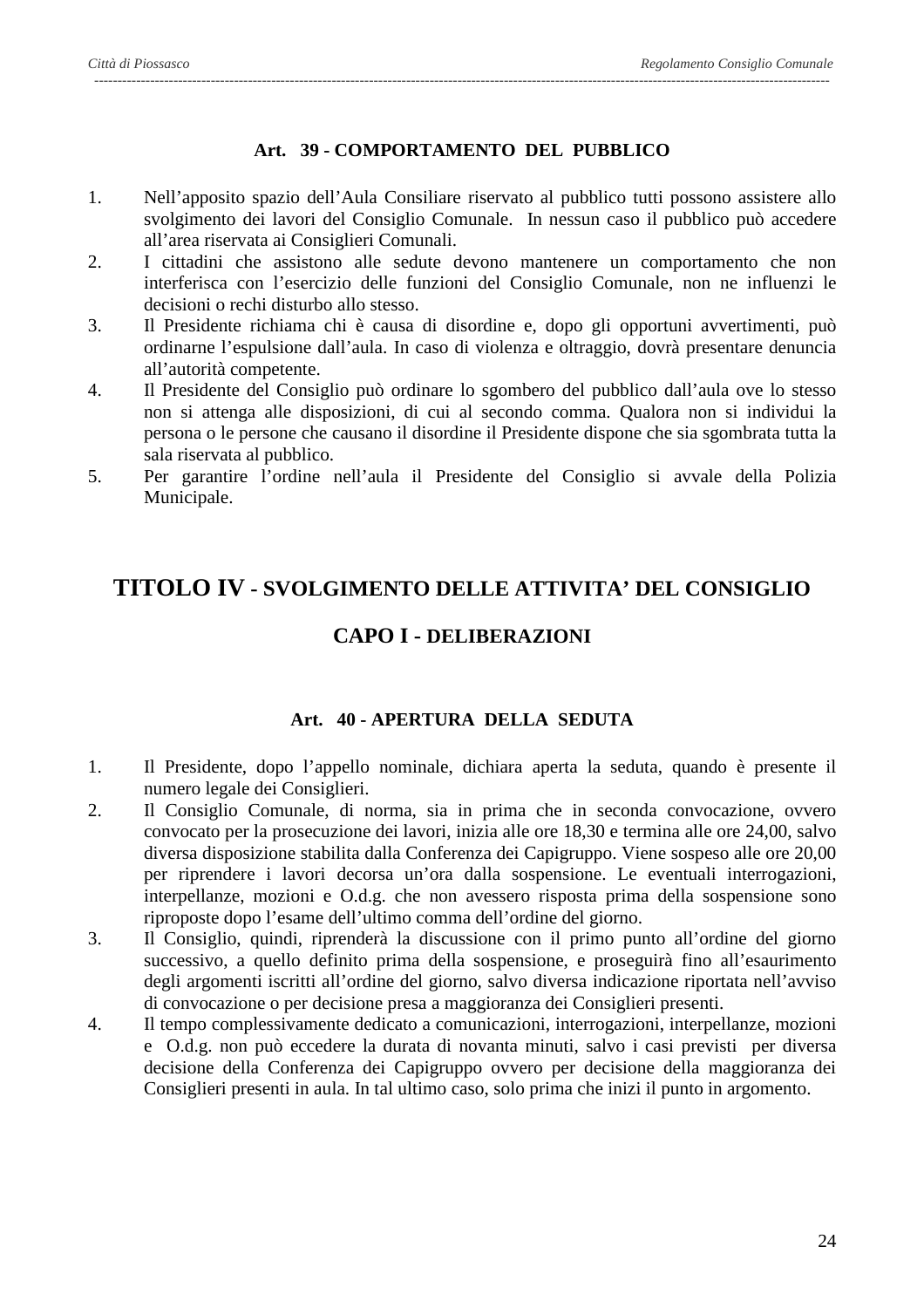### Art. 39 - COMPORTAMENTO DEL PUBBLICO

1. Nell'apposito spazio dell'Aula Consiliare riservato al pubblico tutti possono assistere allo svolgimento dei lavori del Consiglio Comunale. In nessun caso il pubblico può accedere all'area riservata ai Consiglieri Comunali.
2. I cittadini che assistono alle sedute devono mantenere un comportamento che non interferisca con l'esercizio delle funzioni del Consiglio Comunale, non ne influenzi le decisioni o rechi disturbo allo stesso.
3. Il Presidente richiama chi è causa di disordine e, dopo gli opportuni avvertimenti, può ordinarne l'espulsione dall'aula. In caso di violenza e oltraggio, dovrà presentare denuncia all'autorità competente.
4. Il Presidente del Consiglio può ordinare lo sgombero del pubblico dall'aula ove lo stesso non si attenga alle disposizioni, di cui al secondo comma. Qualora non si individui la persona o le persone che causano il disordine il Presidente dispone che sia sgombrata tutta la sala riservata al pubblico.
5. Per garantire l'ordine nell'aula il Presidente del Consiglio si avvale della Polizia Municipale.

# TITOLO IV - SVOLGIMENTO DELLE ATTIVITA' DEL CONSIGLIO

## CAPO I - DELIBERAZIONI

### Art. 40 - APERTURA DELLA SEDUTA

1. Il Presidente, dopo l'appello nominale, dichiara aperta la seduta, quando è presente il numero legale dei Consiglieri.
2. Il Consiglio Comunale, di norma, sia in prima che in seconda convocazione, ovvero convocato per la prosecuzione dei lavori, inizia alle ore 18,30 e termina alle ore 24,00, salvo diversa disposizione stabilita dalla Conferenza dei Capigruppo. Viene sospeso alle ore 20,00 per riprendere i lavori decorsa un'ora dalla sospensione. Le eventuali interrogazioni, interpellanze, mozioni e O.d.g. che non avessero risposta prima della sospensione sono riproposte dopo l'esame dell'ultimo comma dell'ordine del giorno.
3. Il Consiglio, quindi, riprenderà la discussione con il primo punto all'ordine del giorno successivo, a quello definito prima della sospensione, e proseguirà fino all'esaurimento degli argomenti iscritti all'ordine del giorno, salvo diversa indicazione riportata nell'avviso di convocazione o per decisione presa a maggioranza dei Consiglieri presenti.
4. Il tempo complessivamente dedicato a comunicazioni, interrogazioni, interpellanze, mozioni e O.d.g. non può eccedere la durata di novanta minuti, salvo i casi previsti per diversa decisione della Conferenza dei Capigruppo ovvero per decisione della maggioranza dei Consiglieri presenti in aula. In tal ultimo caso, solo prima che inizi il punto in argomento.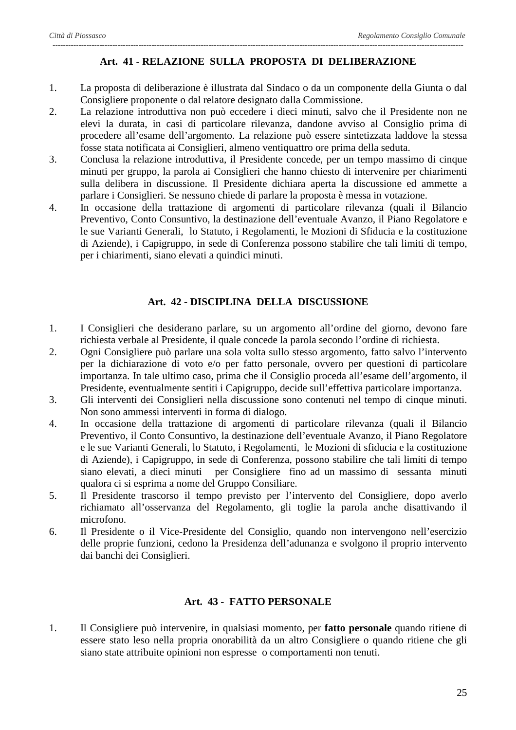## Art. 41 - RELAZIONE SULLA PROPOSTA DI DELIBERAZIONE

1. La proposta di deliberazione è illustrata dal Sindaco o da un componente della Giunta o dal Consigliere proponente o dal relatore designato dalla Commissione.
2. La relazione introduttiva non può eccedere i dieci minuti, salvo che il Presidente non ne elevi la durata, in casi di particolare rilevanza, dandone avviso al Consiglio prima di procedere all'esame dell'argomento. La relazione può essere sintetizzata laddove la stessa fosse stata notificata ai Consiglieri, almeno ventiquattro ore prima della seduta.
3. Conclusa la relazione introduttiva, il Presidente concede, per un tempo massimo di cinque minuti per gruppo, la parola ai Consiglieri che hanno chiesto di intervenire per chiarimenti sulla delibera in discussione. Il Presidente dichiara aperta la discussione ed ammette a parlare i Consiglieri. Se nessuno chiede di parlare la proposta è messa in votazione.
4. In occasione della trattazione di argomenti di particolare rilevanza (quali il Bilancio Preventivo, Conto Consuntivo, la destinazione dell'eventuale Avanzo, il Piano Regolatore e le sue Varianti Generali, lo Statuto, i Regolamenti, le Mozioni di Sfiducia e la costituzione di Aziende), i Capigruppo, in sede di Conferenza possono stabilire che tali limiti di tempo, per i chiarimenti, siano elevati a quindici minuti.

## Art. 42 - DISCIPLINA DELLA DISCUSSIONE

1. I Consiglieri che desiderano parlare, su un argomento all'ordine del giorno, devono fare richiesta verbale al Presidente, il quale concede la parola secondo l'ordine di richiesta.
2. Ogni Consigliere può parlare una sola volta sullo stesso argomento, fatto salvo l'intervento per la dichiarazione di voto e/o per fatto personale, ovvero per questioni di particolare importanza. In tale ultimo caso, prima che il Consiglio proceda all'esame dell'argomento, il Presidente, eventualmente sentiti i Capigruppo, decide sull'effettiva particolare importanza.
3. Gli interventi dei Consiglieri nella discussione sono contenuti nel tempo di cinque minuti. Non sono ammessi interventi in forma di dialogo.
4. In occasione della trattazione di argomenti di particolare rilevanza (quali il Bilancio Preventivo, il Conto Consuntivo, la destinazione dell'eventuale Avanzo, il Piano Regolatore e le sue Varianti Generali, lo Statuto, i Regolamenti, le Mozioni di sfiducia e la costituzione di Aziende), i Capigruppo, in sede di Conferenza, possono stabilire che tali limiti di tempo siano elevati, a dieci minuti per Consigliere fino ad un massimo di sessanta minuti qualora ci si esprima a nome del Gruppo Consiliare.
5. Il Presidente trascorso il tempo previsto per l'intervento del Consigliere, dopo averlo richiamato all'osservanza del Regolamento, gli toglie la parola anche disattivando il microfono.
6. Il Presidente o il Vice-Presidente del Consiglio, quando non intervengono nell'esercizio delle proprie funzioni, cedono la Presidenza dell'adunanza e svolgono il proprio intervento dai banchi dei Consiglieri.

## Art. 43 - FATTO PERSONALE

1. Il Consigliere può intervenire, in qualsiasi momento, per **fatto personale** quando ritiene di essere stato leso nella propria onorabilità da un altro Consigliere o quando ritiene che gli siano state attribuite opinioni non espresse o comportamenti non tenuti.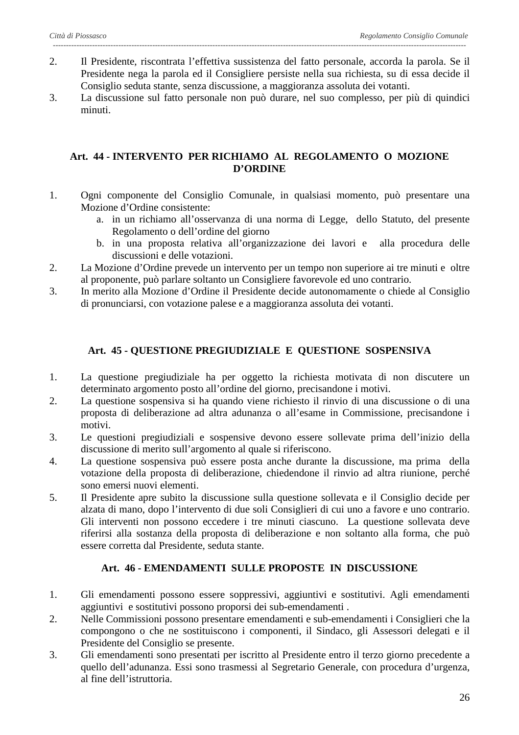2. Il Presidente, riscontrata l’effettiva sussistenza del fatto personale, accorda la parola. Se il Presidente nega la parola ed il Consigliere persiste nella sua richiesta, su di essa decide il Consiglio seduta stante, senza discussione, a maggioranza assoluta dei votanti.
3. La discussione sul fatto personale non può durare, nel suo complesso, per più di quindici minuti.

## Art. 44 - INTERVENTO PER RICHIAMO AL REGOLAMENTO O MOZIONE D’ORDINE

1. Ogni componente del Consiglio Comunale, in qualsiasi momento, può presentare una Mozione d’Ordine consistente:
   a. in un richiamo all’osservanza di una norma di Legge, dello Statuto, del presente Regolamento o dell’ordine del giorno
   b. in una proposta relativa all’organizzazione dei lavori e alla procedura delle discussioni e delle votazioni.
2. La Mozione d’Ordine prevede un intervento per un tempo non superiore ai tre minuti e oltre al proponente, può parlare soltanto un Consigliere favorevole ed uno contrario.
3. In merito alla Mozione d’Ordine il Presidente decide autonomamente o chiede al Consiglio di pronunciarsi, con votazione palese e a maggioranza assoluta dei votanti.

## Art. 45 - QUESTIONE PREGIUDIZIALE E QUESTIONE SOSPENSIVA

1. La questione pregiudiziale ha per oggetto la richiesta motivata di non discutere un determinato argomento posto all’ordine del giorno, precisandone i motivi.
2. La questione sospensiva si ha quando viene richiesto il rinvio di una discussione o di una proposta di deliberazione ad altra adunanza o all’esame in Commissione, precisandone i motivi.
3. Le questioni pregiudiziali e sospensive devono essere sollevate prima dell’inizio della discussione di merito sull’argomento al quale si riferiscono.
4. La questione sospensiva può essere posta anche durante la discussione, ma prima della votazione della proposta di deliberazione, chiedendone il rinvio ad altra riunione, perché sono emersi nuovi elementi.
5. Il Presidente apre subito la discussione sulla questione sollevata e il Consiglio decide per alzata di mano, dopo l’intervento di due soli Consiglieri di cui uno a favore e uno contrario. Gli interventi non possono eccedere i tre minuti ciascuno. La questione sollevata deve riferirsi alla sostanza della proposta di deliberazione e non soltanto alla forma, che può essere corretta dal Presidente, seduta stante.

## Art. 46 - EMENDAMENTI SULLE PROPOSTE IN DISCUSSIONE

1. Gli emendamenti possono essere soppressivi, aggiuntivi e sostitutivi. Agli emendamenti aggiuntivi e sostitutivi possono proporsi dei sub-emendamenti .
2. Nelle Commissioni possono presentare emendamenti e sub-emendamenti i Consiglieri che la compongono o che ne sostituiscono i componenti, il Sindaco, gli Assessori delegati e il Presidente del Consiglio se presente.
3. Gli emendamenti sono presentati per iscritto al Presidente entro il terzo giorno precedente a quello dell’adunanza. Essi sono trasmessi al Segretario Generale, con procedura d’urgenza, al fine dell’istruttoria.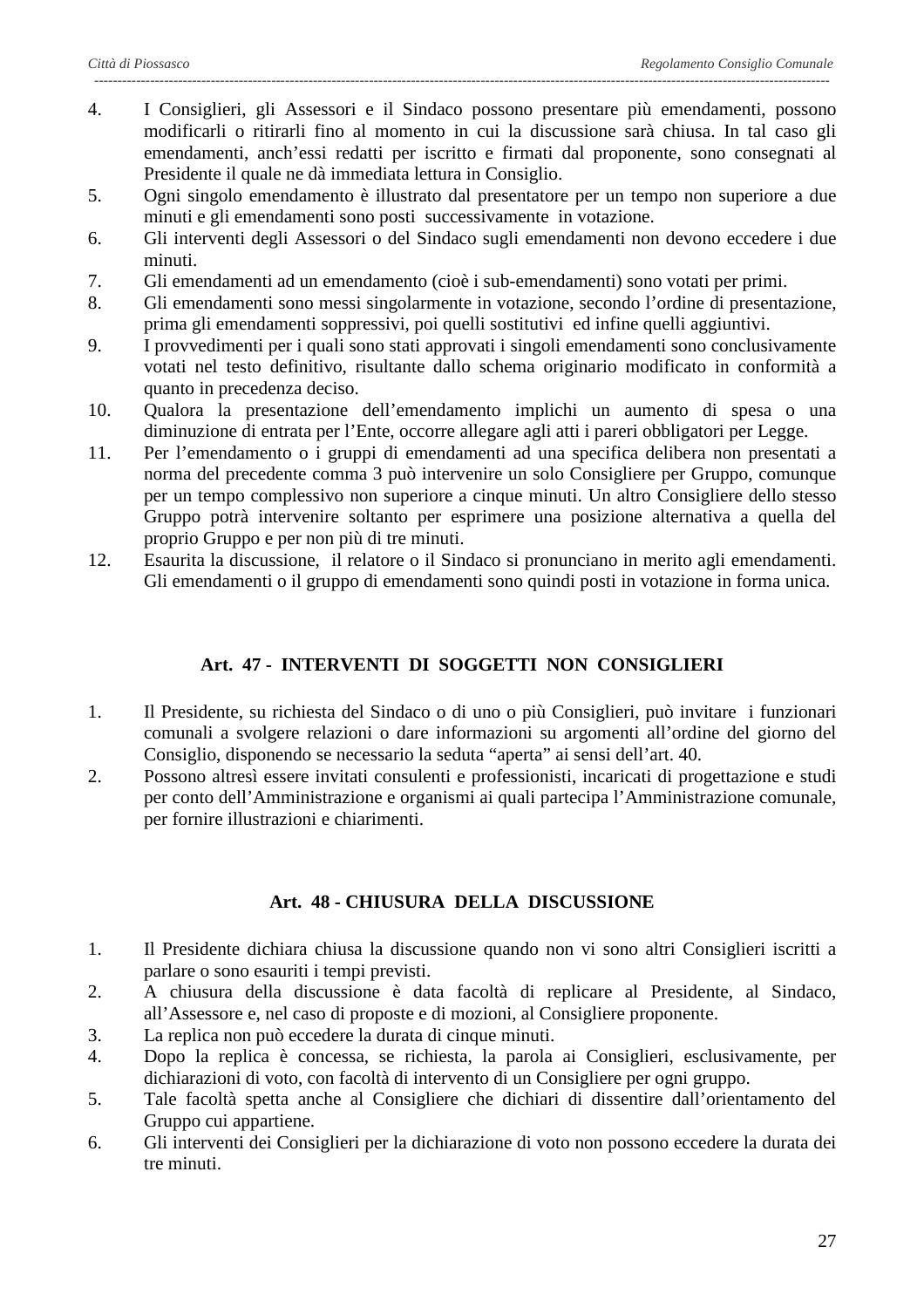4. I Consiglieri, gli Assessori e il Sindaco possono presentare più emendamenti, possono modificarli o ritirarli fino al momento in cui la discussione sarà chiusa. In tal caso gli emendamenti, anch'essi redatti per iscritto e firmati dal proponente, sono consegnati al Presidente il quale ne dà immediata lettura in Consiglio.
5. Ogni singolo emendamento è illustrato dal presentatore per un tempo non superiore a due minuti e gli emendamenti sono posti successivamente in votazione.
6. Gli interventi degli Assessori o del Sindaco sugli emendamenti non devono eccedere i due minuti.
7. Gli emendamenti ad un emendamento (cioè i sub-emendamenti) sono votati per primi.
8. Gli emendamenti sono messi singolarmente in votazione, secondo l'ordine di presentazione, prima gli emendamenti soppressivi, poi quelli sostitutivi ed infine quelli aggiuntivi.
9. I provvedimenti per i quali sono stati approvati i singoli emendamenti sono conclusivamente votati nel testo definitivo, risultante dallo schema originario modificato in conformità a quanto in precedenza deciso.
10. Qualora la presentazione dell'emendamento implichi un aumento di spesa o una diminuzione di entrata per l'Ente, occorre allegare agli atti i pareri obbligatori per Legge.
11. Per l'emendamento o i gruppi di emendamenti ad una specifica delibera non presentati a norma del precedente comma 3 può intervenire un solo Consigliere per Gruppo, comunque per un tempo complessivo non superiore a cinque minuti. Un altro Consigliere dello stesso Gruppo potrà intervenire soltanto per esprimere una posizione alternativa a quella del proprio Gruppo e per non più di tre minuti.
12. Esaurita la discussione, il relatore o il Sindaco si pronunciano in merito agli emendamenti. Gli emendamenti o il gruppo di emendamenti sono quindi posti in votazione in forma unica.

## Art. 47 - INTERVENTI DI SOGGETTI NON CONSIGLIERI

1. Il Presidente, su richiesta del Sindaco o di uno o più Consiglieri, può invitare i funzionari comunali a svolgere relazioni o dare informazioni su argomenti all'ordine del giorno del Consiglio, disponendo se necessario la seduta "aperta" ai sensi dell'art. 40.
2. Possono altresì essere invitati consulenti e professionisti, incaricati di progettazione e studi per conto dell'Amministrazione e organismi ai quali partecipa l'Amministrazione comunale, per fornire illustrazioni e chiarimenti.

## Art. 48 - CHIUSURA DELLA DISCUSSIONE

1. Il Presidente dichiara chiusa la discussione quando non vi sono altri Consiglieri iscritti a parlare o sono esauriti i tempi previsti.
2. A chiusura della discussione è data facoltà di replicare al Presidente, al Sindaco, all'Assessore e, nel caso di proposte e di mozioni, al Consigliere proponente.
3. La replica non può eccedere la durata di cinque minuti.
4. Dopo la replica è concessa, se richiesta, la parola ai Consiglieri, esclusivamente, per dichiarazioni di voto, con facoltà di intervento di un Consigliere per ogni gruppo.
5. Tale facoltà spetta anche al Consigliere che dichiari di dissentire dall'orientamento del Gruppo cui appartiene.
6. Gli interventi dei Consiglieri per la dichiarazione di voto non possono eccedere la durata dei tre minuti.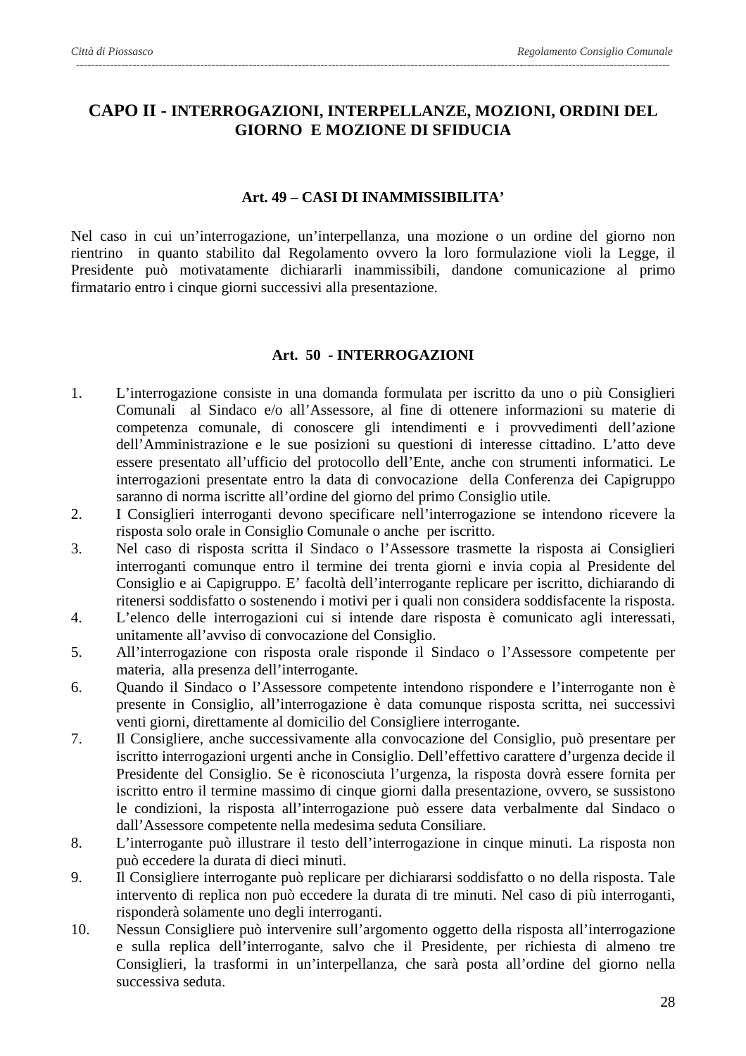## CAPO II - INTERROGAZIONI, INTERPELLANZE, MOZIONI, ORDINI DEL GIORNO E MOZIONE DI SFIDUCIA

### Art. 49 – CASI DI INAMMISSIBILITA'

Nel caso in cui un'interrogazione, un'interpellanza, una mozione o un ordine del giorno non rientrino in quanto stabilito dal Regolamento ovvero la loro formulazione violi la Legge, il Presidente può motivatamente dichiararli inammissibili, dandone comunicazione al primo firmatario entro i cinque giorni successivi alla presentazione.

### Art. 50 - INTERROGAZIONI

1. L'interrogazione consiste in una domanda formulata per iscritto da uno o più Consiglieri Comunali al Sindaco e/o all'Assessore, al fine di ottenere informazioni su materie di competenza comunale, di conoscere gli intendimenti e i provvedimenti dell'azione dell'Amministrazione e le sue posizioni su questioni di interesse cittadino. L'atto deve essere presentato all'ufficio del protocollo dell'Ente, anche con strumenti informatici. Le interrogazioni presentate entro la data di convocazione della Conferenza dei Capigruppo saranno di norma iscritte all'ordine del giorno del primo Consiglio utile.
2. I Consiglieri interroganti devono specificare nell'interrogazione se intendono ricevere la risposta solo orale in Consiglio Comunale o anche per iscritto.
3. Nel caso di risposta scritta il Sindaco o l'Assessore trasmette la risposta ai Consiglieri interroganti comunque entro il termine dei trenta giorni e invia copia al Presidente del Consiglio e ai Capigruppo. E' facoltà dell'interrogante replicare per iscritto, dichiarando di ritenersi soddisfatto o sostenendo i motivi per i quali non considera soddisfacente la risposta.
4. L'elenco delle interrogazioni cui si intende dare risposta è comunicato agli interessati, unitamente all'avviso di convocazione del Consiglio.
5. All'interrogazione con risposta orale risponde il Sindaco o l'Assessore competente per materia, alla presenza dell'interrogante.
6. Quando il Sindaco o l'Assessore competente intendono rispondere e l'interrogante non è presente in Consiglio, all'interrogazione è data comunque risposta scritta, nei successivi venti giorni, direttamente al domicilio del Consigliere interrogante.
7. Il Consigliere, anche successivamente alla convocazione del Consiglio, può presentare per iscritto interrogazioni urgenti anche in Consiglio. Dell'effettivo carattere d'urgenza decide il Presidente del Consiglio. Se è riconosciuta l'urgenza, la risposta dovrà essere fornita per iscritto entro il termine massimo di cinque giorni dalla presentazione, ovvero, se sussistono le condizioni, la risposta all'interrogazione può essere data verbalmente dal Sindaco o dall'Assessore competente nella medesima seduta Consiliare.
8. L'interrogante può illustrare il testo dell'interrogazione in cinque minuti. La risposta non può eccedere la durata di dieci minuti.
9. Il Consigliere interrogante può replicare per dichiararsi soddisfatto o no della risposta. Tale intervento di replica non può eccedere la durata di tre minuti. Nel caso di più interroganti, risponderà solamente uno degli interroganti.
10. Nessun Consigliere può intervenire sull'argomento oggetto della risposta all'interrogazione e sulla replica dell'interrogante, salvo che il Presidente, per richiesta di almeno tre Consiglieri, la trasformi in un'interpellanza, che sarà posta all'ordine del giorno nella successiva seduta.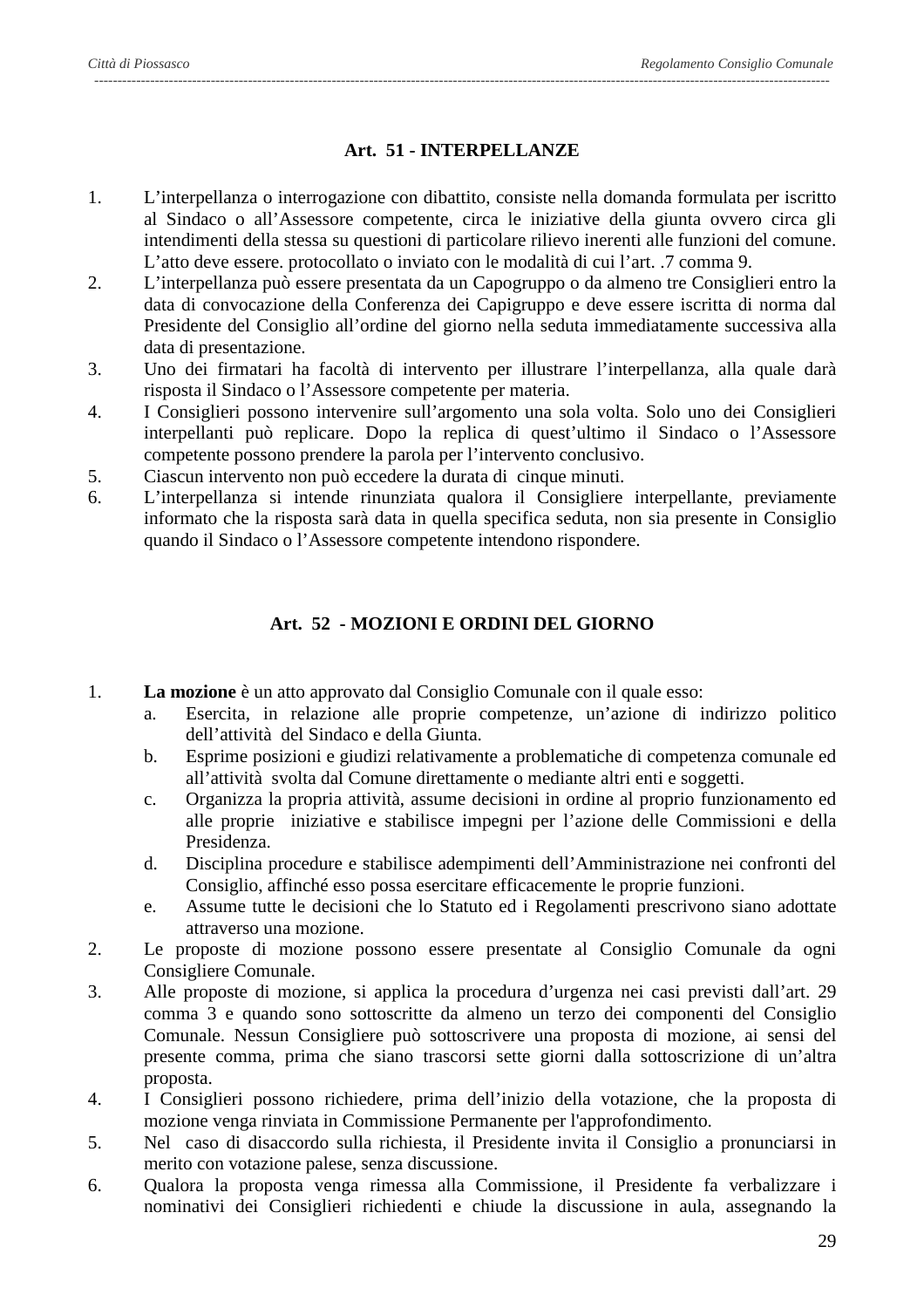## Art. 51 - INTERPELLANZE

1. L’interpellanza o interrogazione con dibattito, consiste nella domanda formulata per iscritto al Sindaco o all’Assessore competente, circa le iniziative della giunta ovvero circa gli intendimenti della stessa su questioni di particolare rilievo inerenti alle funzioni del comune. L’atto deve essere. protocollato o inviato con le modalità di cui l’art. .7 comma 9.
2. L’interpellanza può essere presentata da un Capogruppo o da almeno tre Consiglieri entro la data di convocazione della Conferenza dei Capigruppo e deve essere iscritta di norma dal Presidente del Consiglio all’ordine del giorno nella seduta immediatamente successiva alla data di presentazione.
3. Uno dei firmatari ha facoltà di intervento per illustrare l’interpellanza, alla quale darà risposta il Sindaco o l’Assessore competente per materia.
4. I Consiglieri possono intervenire sull’argomento una sola volta. Solo uno dei Consiglieri interpellanti può replicare. Dopo la replica di quest’ultimo il Sindaco o l’Assessore competente possono prendere la parola per l’intervento conclusivo.
5. Ciascun intervento non può eccedere la durata di cinque minuti.
6. L’interpellanza si intende rinunziata qualora il Consigliere interpellante, previamente informato che la risposta sarà data in quella specifica seduta, non sia presente in Consiglio quando il Sindaco o l’Assessore competente intendono rispondere.

## Art. 52 - MOZIONI E ORDINI DEL GIORNO

1. **La mozione** è un atto approvato dal Consiglio Comunale con il quale esso:
   a. Esercita, in relazione alle proprie competenze, un’azione di indirizzo politico dell’attività del Sindaco e della Giunta.
   b. Esprime posizioni e giudizi relativamente a problematiche di competenza comunale ed all’attività svolta dal Comune direttamente o mediante altri enti e soggetti.
   c. Organizza la propria attività, assume decisioni in ordine al proprio funzionamento ed alle proprie iniziative e stabilisce impegni per l’azione delle Commissioni e della Presidenza.
   d. Disciplina procedure e stabilisce adempimenti dell’Amministrazione nei confronti del Consiglio, affinché esso possa esercitare efficacemente le proprie funzioni.
   e. Assume tutte le decisioni che lo Statuto ed i Regolamenti prescrivono siano adottate attraverso una mozione.
2. Le proposte di mozione possono essere presentate al Consiglio Comunale da ogni Consigliere Comunale.
3. Alle proposte di mozione, si applica la procedura d’urgenza nei casi previsti dall’art. 29 comma 3 e quando sono sottoscritte da almeno un terzo dei componenti del Consiglio Comunale. Nessun Consigliere può sottoscrivere una proposta di mozione, ai sensi del presente comma, prima che siano trascorsi sette giorni dalla sottoscrizione di un’altra proposta.
4. I Consiglieri possono richiedere, prima dell’inizio della votazione, che la proposta di mozione venga rinviata in Commissione Permanente per l'approfondimento.
5. Nel caso di disaccordo sulla richiesta, il Presidente invita il Consiglio a pronunciarsi in merito con votazione palese, senza discussione.
6. Qualora la proposta venga rimessa alla Commissione, il Presidente fa verbalizzare i nominativi dei Consiglieri richiedenti e chiude la discussione in aula, assegnando la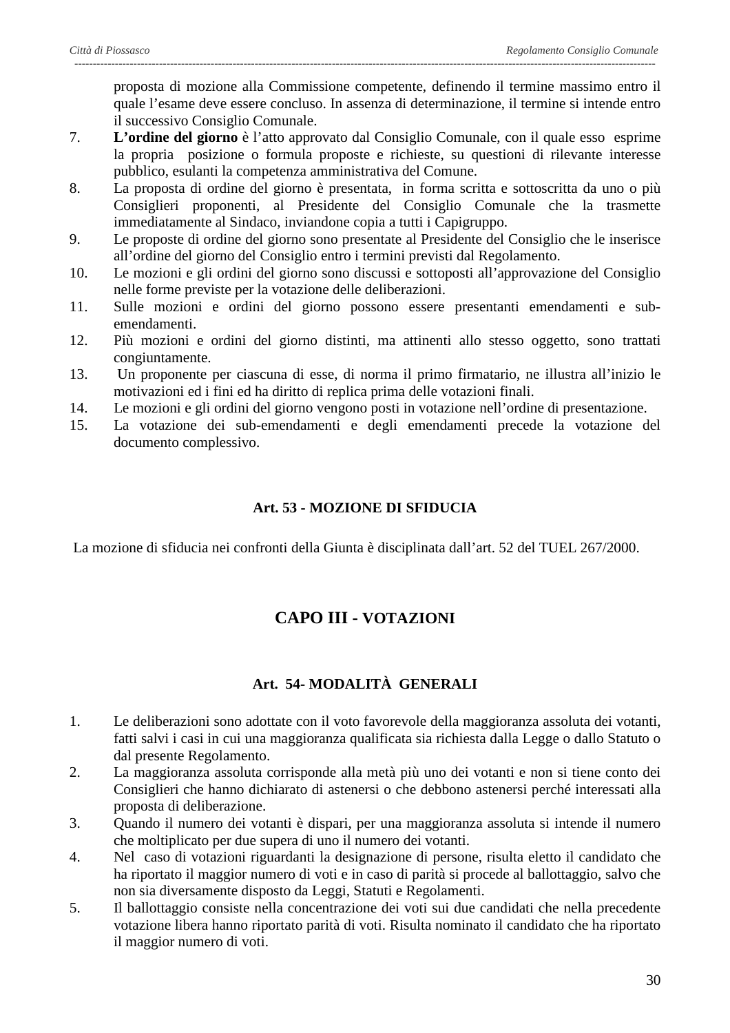proposta di mozione alla Commissione competente, definendo il termine massimo entro il quale l'esame deve essere concluso. In assenza di determinazione, il termine si intende entro il successivo Consiglio Comunale.

7. **L'ordine del giorno** è l'atto approvato dal Consiglio Comunale, con il quale esso esprime la propria posizione o formula proposte e richieste, su questioni di rilevante interesse pubblico, esulanti la competenza amministrativa del Comune.
8. La proposta di ordine del giorno è presentata, in forma scritta e sottoscritta da uno o più Consiglieri proponenti, al Presidente del Consiglio Comunale che la trasmette immediatamente al Sindaco, inviandone copia a tutti i Capigruppo.
9. Le proposte di ordine del giorno sono presentate al Presidente del Consiglio che le inserisce all'ordine del giorno del Consiglio entro i termini previsti dal Regolamento.
10. Le mozioni e gli ordini del giorno sono discussi e sottoposti all'approvazione del Consiglio nelle forme previste per la votazione delle deliberazioni.
11. Sulle mozioni e ordini del giorno possono essere presentanti emendamenti e sub-emendamenti.
12. Più mozioni e ordini del giorno distinti, ma attinenti allo stesso oggetto, sono trattati congiuntamente.
13. Un proponente per ciascuna di esse, di norma il primo firmatario, ne illustra all'inizio le motivazioni ed i fini ed ha diritto di replica prima delle votazioni finali.
14. Le mozioni e gli ordini del giorno vengono posti in votazione nell'ordine di presentazione.
15. La votazione dei sub-emendamenti e degli emendamenti precede la votazione del documento complessivo.

### Art. 53 - MOZIONE DI SFIDUCIA

La mozione di sfiducia nei confronti della Giunta è disciplinata dall'art. 52 del TUEL 267/2000.

## CAPO III - VOTAZIONI

### Art. 54- MODALITÀ GENERALI

1. Le deliberazioni sono adottate con il voto favorevole della maggioranza assoluta dei votanti, fatti salvi i casi in cui una maggioranza qualificata sia richiesta dalla Legge o dallo Statuto o dal presente Regolamento.
2. La maggioranza assoluta corrisponde alla metà più uno dei votanti e non si tiene conto dei Consiglieri che hanno dichiarato di astenersi o che debbono astenersi perché interessati alla proposta di deliberazione.
3. Quando il numero dei votanti è dispari, per una maggioranza assoluta si intende il numero che moltiplicato per due supera di uno il numero dei votanti.
4. Nel caso di votazioni riguardanti la designazione di persone, risulta eletto il candidato che ha riportato il maggior numero di voti e in caso di parità si procede al ballottaggio, salvo che non sia diversamente disposto da Leggi, Statuti e Regolamenti.
5. Il ballottaggio consiste nella concentrazione dei voti sui due candidati che nella precedente votazione libera hanno riportato parità di voti. Risulta nominato il candidato che ha riportato il maggior numero di voti.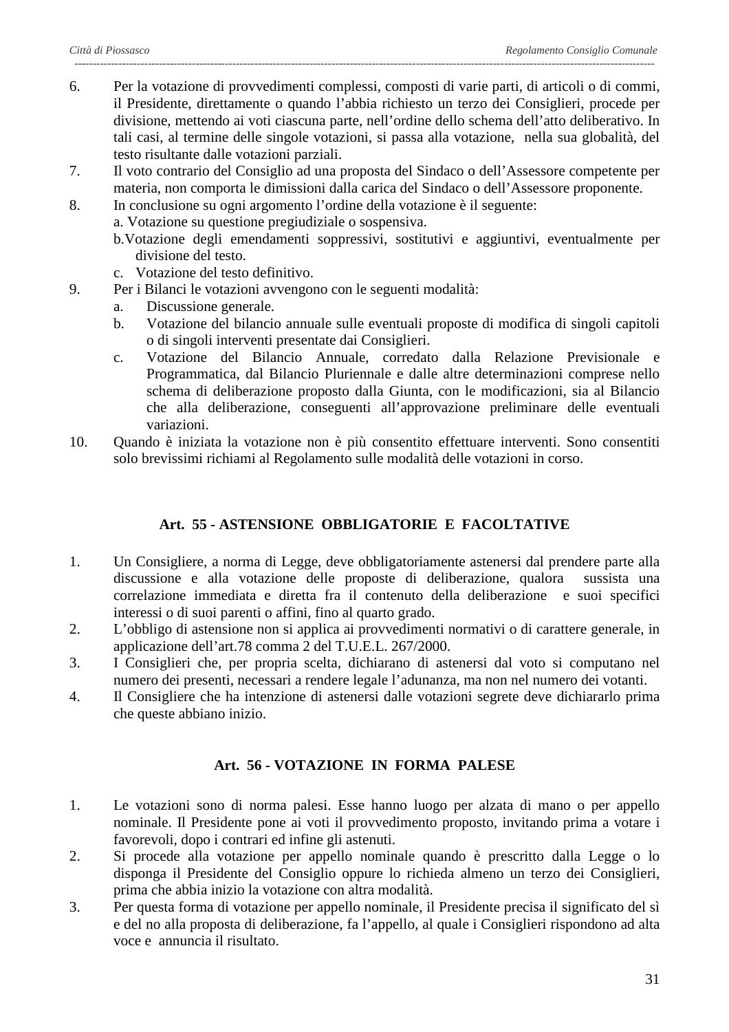6. Per la votazione di provvedimenti complessi, composti di varie parti, di articoli o di commi, il Presidente, direttamente o quando l’abbia richiesto un terzo dei Consiglieri, procede per divisione, mettendo ai voti ciascuna parte, nell’ordine dello schema dell’atto deliberativo. In tali casi, al termine delle singole votazioni, si passa alla votazione, nella sua globalità, del testo risultante dalle votazioni parziali.
7. Il voto contrario del Consiglio ad una proposta del Sindaco o dell’Assessore competente per materia, non comporta le dimissioni dalla carica del Sindaco o dell’Assessore proponente.
8. In conclusione su ogni argomento l’ordine della votazione è il seguente:
   a. Votazione su questione pregiudiziale o sospensiva.
   b. Votazione degli emendamenti soppressivi, sostitutivi e aggiuntivi, eventualmente per divisione del testo.
   c. Votazione del testo definitivo.
9. Per i Bilanci le votazioni avvengono con le seguenti modalità:
   a. Discussione generale.
   b. Votazione del bilancio annuale sulle eventuali proposte di modifica di singoli capitoli o di singoli interventi presentate dai Consiglieri.
   c. Votazione del Bilancio Annuale, corredato dalla Relazione Previsionale e Programmatica, dal Bilancio Pluriennale e dalle altre determinazioni comprese nello schema di deliberazione proposto dalla Giunta, con le modificazioni, sia al Bilancio che alla deliberazione, conseguenti all’approvazione preliminare delle eventuali variazioni.
10. Quando è iniziata la votazione non è più consentito effettuare interventi. Sono consentiti solo brevissimi richiami al Regolamento sulle modalità delle votazioni in corso.

## Art. 55 - ASTENSIONE OBBLIGATORIE E FACOLTATIVE

1. Un Consigliere, a norma di Legge, deve obbligatoriamente astenersi dal prendere parte alla discussione e alla votazione delle proposte di deliberazione, qualora sussista una correlazione immediata e diretta fra il contenuto della deliberazione e suoi specifici interessi o di suoi parenti o affini, fino al quarto grado.
2. L’obbligo di astensione non si applica ai provvedimenti normativi o di carattere generale, in applicazione dell’art.78 comma 2 del T.U.E.L. 267/2000.
3. I Consiglieri che, per propria scelta, dichiarano di astenersi dal voto si computano nel numero dei presenti, necessari a rendere legale l’adunanza, ma non nel numero dei votanti.
4. Il Consigliere che ha intenzione di astenersi dalle votazioni segrete deve dichiararlo prima che queste abbiano inizio.

## Art. 56 - VOTAZIONE IN FORMA PALESE

1. Le votazioni sono di norma palesi. Esse hanno luogo per alzata di mano o per appello nominale. Il Presidente pone ai voti il provvedimento proposto, invitando prima a votare i favorevoli, dopo i contrari ed infine gli astenuti.
2. Si procede alla votazione per appello nominale quando è prescritto dalla Legge o lo disponga il Presidente del Consiglio oppure lo richieda almeno un terzo dei Consiglieri, prima che abbia inizio la votazione con altra modalità.
3. Per questa forma di votazione per appello nominale, il Presidente precisa il significato del sì e del no alla proposta di deliberazione, fa l’appello, al quale i Consiglieri rispondono ad alta voce e annuncia il risultato.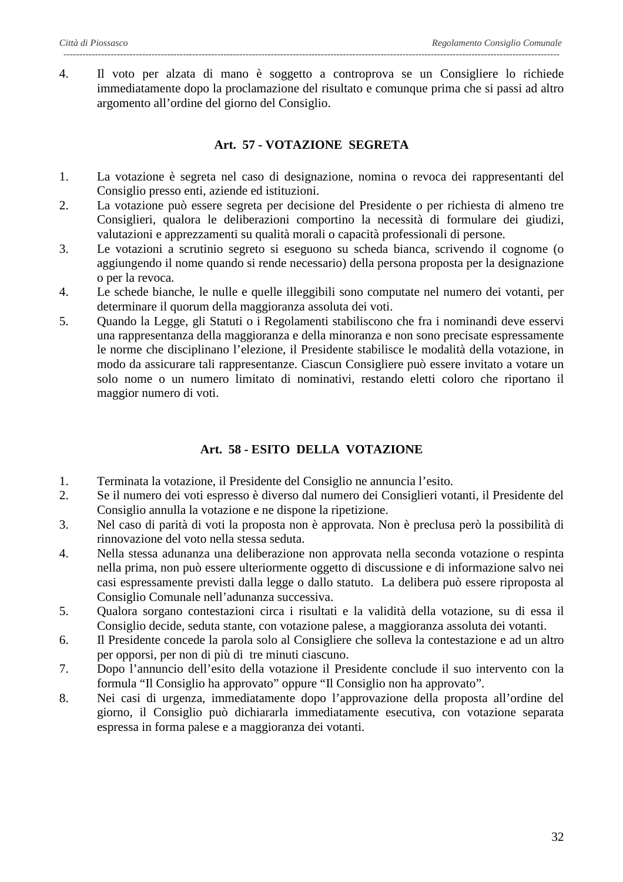4. Il voto per alzata di mano è soggetto a controprova se un Consigliere lo richiede immediatamente dopo la proclamazione del risultato e comunque prima che si passi ad altro argomento all'ordine del giorno del Consiglio.

## Art. 57 - VOTAZIONE SEGRETA

1. La votazione è segreta nel caso di designazione, nomina o revoca dei rappresentanti del Consiglio presso enti, aziende ed istituzioni.
2. La votazione può essere segreta per decisione del Presidente o per richiesta di almeno tre Consiglieri, qualora le deliberazioni comportino la necessità di formulare dei giudizi, valutazioni e apprezzamenti su qualità morali o capacità professionali di persone.
3. Le votazioni a scrutinio segreto si eseguono su scheda bianca, scrivendo il cognome (o aggiungendo il nome quando si rende necessario) della persona proposta per la designazione o per la revoca.
4. Le schede bianche, le nulle e quelle illeggibili sono computate nel numero dei votanti, per determinare il quorum della maggioranza assoluta dei voti.
5. Quando la Legge, gli Statuti o i Regolamenti stabiliscono che fra i nominandi deve esservi una rappresentanza della maggioranza e della minoranza e non sono precisate espressamente le norme che disciplinano l'elezione, il Presidente stabilisce le modalità della votazione, in modo da assicurare tali rappresentanze. Ciascun Consigliere può essere invitato a votare un solo nome o un numero limitato di nominativi, restando eletti coloro che riportano il maggior numero di voti.

## Art. 58 - ESITO DELLA VOTAZIONE

1. Terminata la votazione, il Presidente del Consiglio ne annuncia l'esito.
2. Se il numero dei voti espresso è diverso dal numero dei Consiglieri votanti, il Presidente del Consiglio annulla la votazione e ne dispone la ripetizione.
3. Nel caso di parità di voti la proposta non è approvata. Non è preclusa però la possibilità di rinnovazione del voto nella stessa seduta.
4. Nella stessa adunanza una deliberazione non approvata nella seconda votazione o respinta nella prima, non può essere ulteriormente oggetto di discussione e di informazione salvo nei casi espressamente previsti dalla legge o dallo statuto. La delibera può essere riproposta al Consiglio Comunale nell'adunanza successiva.
5. Qualora sorgano contestazioni circa i risultati e la validità della votazione, su di essa il Consiglio decide, seduta stante, con votazione palese, a maggioranza assoluta dei votanti.
6. Il Presidente concede la parola solo al Consigliere che solleva la contestazione e ad un altro per opporsi, per non di più di tre minuti ciascuno.
7. Dopo l'annuncio dell'esito della votazione il Presidente conclude il suo intervento con la formula "Il Consiglio ha approvato" oppure "Il Consiglio non ha approvato".
8. Nei casi di urgenza, immediatamente dopo l'approvazione della proposta all'ordine del giorno, il Consiglio può dichiararla immediatamente esecutiva, con votazione separata espressa in forma palese e a maggioranza dei votanti.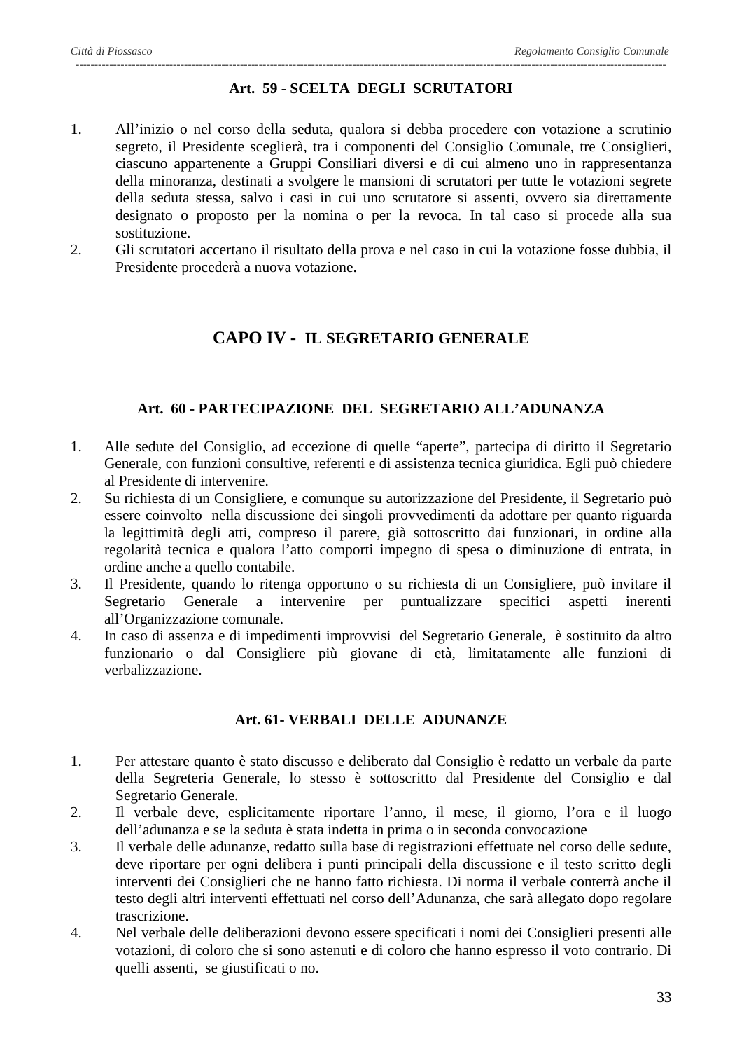### Art. 59 - SCELTA DEGLI SCRUTATORI

1. All’inizio o nel corso della seduta, qualora si debba procedere con votazione a scrutinio segreto, il Presidente sceglierà, tra i componenti del Consiglio Comunale, tre Consiglieri, ciascuno appartenente a Gruppi Consiliari diversi e di cui almeno uno in rappresentanza della minoranza, destinati a svolgere le mansioni di scrutatori per tutte le votazioni segrete della seduta stessa, salvo i casi in cui uno scrutatore si assenti, ovvero sia direttamente designato o proposto per la nomina o per la revoca. In tal caso si procede alla sua sostituzione.
2. Gli scrutatori accertano il risultato della prova e nel caso in cui la votazione fosse dubbia, il Presidente procederà a nuova votazione.

## CAPO IV - IL SEGRETARIO GENERALE

### Art. 60 - PARTECIPAZIONE DEL SEGRETARIO ALL’ADUNANZA

1. Alle sedute del Consiglio, ad eccezione di quelle “aperte”, partecipa di diritto il Segretario Generale, con funzioni consultive, referenti e di assistenza tecnica giuridica. Egli può chiedere al Presidente di intervenire.
2. Su richiesta di un Consigliere, e comunque su autorizzazione del Presidente, il Segretario può essere coinvolto nella discussione dei singoli provvedimenti da adottare per quanto riguarda la legittimità degli atti, compreso il parere, già sottoscritto dai funzionari, in ordine alla regolarità tecnica e qualora l’atto comporti impegno di spesa o diminuzione di entrata, in ordine anche a quello contabile.
3. Il Presidente, quando lo ritenga opportuno o su richiesta di un Consigliere, può invitare il Segretario Generale a intervenire per puntualizzare specifici aspetti inerenti all’Organizzazione comunale.
4. In caso di assenza e di impedimenti improvvisi del Segretario Generale, è sostituito da altro funzionario o dal Consigliere più giovane di età, limitatamente alle funzioni di verbalizzazione.

### Art. 61- VERBALI DELLE ADUNANZE

1. Per attestare quanto è stato discusso e deliberato dal Consiglio è redatto un verbale da parte della Segreteria Generale, lo stesso è sottoscritto dal Presidente del Consiglio e dal Segretario Generale.
2. Il verbale deve, esplicitamente riportare l’anno, il mese, il giorno, l’ora e il luogo dell’adunanza e se la seduta è stata indetta in prima o in seconda convocazione
3. Il verbale delle adunanze, redatto sulla base di registrazioni effettuate nel corso delle sedute, deve riportare per ogni delibera i punti principali della discussione e il testo scritto degli interventi dei Consiglieri che ne hanno fatto richiesta. Di norma il verbale conterrà anche il testo degli altri interventi effettuati nel corso dell’Adunanza, che sarà allegato dopo regolare trascrizione.
4. Nel verbale delle deliberazioni devono essere specificati i nomi dei Consiglieri presenti alle votazioni, di coloro che si sono astenuti e di coloro che hanno espresso il voto contrario. Di quelli assenti, se giustificati o no.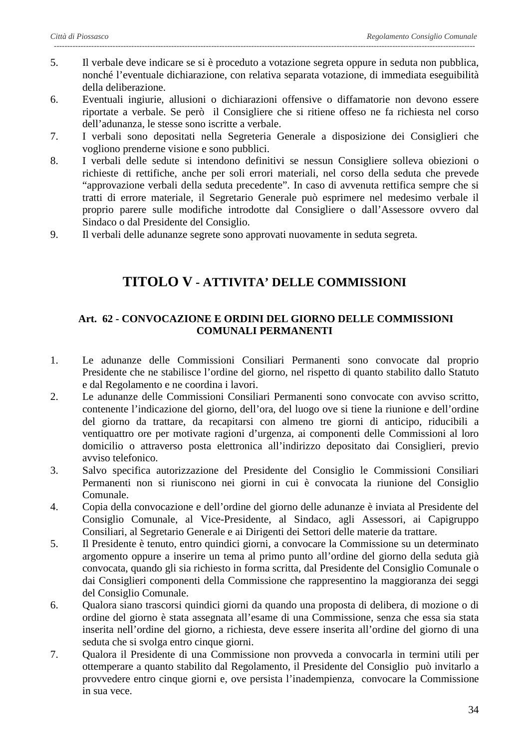5. Il verbale deve indicare se si è proceduto a votazione segreta oppure in seduta non pubblica, nonché l'eventuale dichiarazione, con relativa separata votazione, di immediata eseguibilità della deliberazione.
6. Eventuali ingiurie, allusioni o dichiarazioni offensive o diffamatorie non devono essere riportate a verbale. Se però il Consigliere che si ritiene offeso ne fa richiesta nel corso dell'adunanza, le stesse sono iscritte a verbale.
7. I verbali sono depositati nella Segreteria Generale a disposizione dei Consiglieri che vogliono prenderne visione e sono pubblici.
8. I verbali delle sedute si intendono definitivi se nessun Consigliere solleva obiezioni o richieste di rettifiche, anche per soli errori materiali, nel corso della seduta che prevede "approvazione verbali della seduta precedente". In caso di avvenuta rettifica sempre che si tratti di errore materiale, il Segretario Generale può esprimere nel medesimo verbale il proprio parere sulle modifiche introdotte dal Consigliere o dall'Assessore ovvero dal Sindaco o dal Presidente del Consiglio.
9. Il verbali delle adunanze segrete sono approvati nuovamente in seduta segreta.

# TITOLO V - ATTIVITA' DELLE COMMISSIONI

### Art. 62 - CONVOCAZIONE E ORDINI DEL GIORNO DELLE COMMISSIONI COMUNALI PERMANENTI

1. Le adunanze delle Commissioni Consiliari Permanenti sono convocate dal proprio Presidente che ne stabilisce l'ordine del giorno, nel rispetto di quanto stabilito dallo Statuto e dal Regolamento e ne coordina i lavori.
2. Le adunanze delle Commissioni Consiliari Permanenti sono convocate con avviso scritto, contenente l'indicazione del giorno, dell'ora, del luogo ove si tiene la riunione e dell'ordine del giorno da trattare, da recapitarsi con almeno tre giorni di anticipo, riducibili a ventiquattro ore per motivate ragioni d'urgenza, ai componenti delle Commissioni al loro domicilio o attraverso posta elettronica all'indirizzo depositato dai Consiglieri, previo avviso telefonico.
3. Salvo specifica autorizzazione del Presidente del Consiglio le Commissioni Consiliari Permanenti non si riuniscono nei giorni in cui è convocata la riunione del Consiglio Comunale.
4. Copia della convocazione e dell'ordine del giorno delle adunanze è inviata al Presidente del Consiglio Comunale, al Vice-Presidente, al Sindaco, agli Assessori, ai Capigruppo Consiliari, al Segretario Generale e ai Dirigenti dei Settori delle materie da trattare.
5. Il Presidente è tenuto, entro quindici giorni, a convocare la Commissione su un determinato argomento oppure a inserire un tema al primo punto all'ordine del giorno della seduta già convocata, quando gli sia richiesto in forma scritta, dal Presidente del Consiglio Comunale o dai Consiglieri componenti della Commissione che rappresentino la maggioranza dei seggi del Consiglio Comunale.
6. Qualora siano trascorsi quindici giorni da quando una proposta di delibera, di mozione o di ordine del giorno è stata assegnata all'esame di una Commissione, senza che essa sia stata inserita nell'ordine del giorno, a richiesta, deve essere inserita all'ordine del giorno di una seduta che si svolga entro cinque giorni.
7. Qualora il Presidente di una Commissione non provveda a convocarla in termini utili per ottemperare a quanto stabilito dal Regolamento, il Presidente del Consiglio può invitarlo a provvedere entro cinque giorni e, ove persista l'inadempienza, convocare la Commissione in sua vece.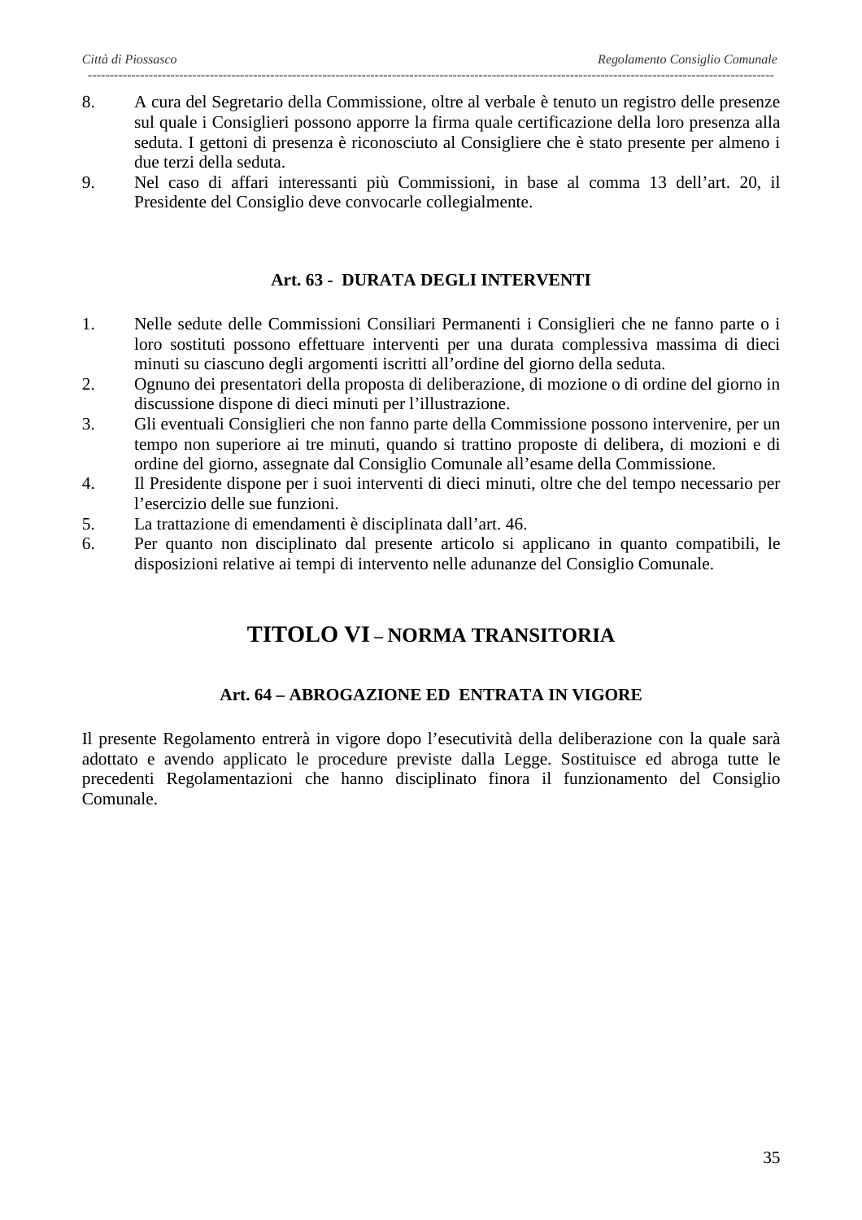8. A cura del Segretario della Commissione, oltre al verbale è tenuto un registro delle presenze sul quale i Consiglieri possono apporre la firma quale certificazione della loro presenza alla seduta. I gettoni di presenza è riconosciuto al Consigliere che è stato presente per almeno i due terzi della seduta.
9. Nel caso di affari interessanti più Commissioni, in base al comma 13 dell'art. 20, il Presidente del Consiglio deve convocarle collegialmente.

### Art. 63 - DURATA DEGLI INTERVENTI

1. Nelle sedute delle Commissioni Consiliari Permanenti i Consiglieri che ne fanno parte o i loro sostituti possono effettuare interventi per una durata complessiva massima di dieci minuti su ciascuno degli argomenti iscritti all'ordine del giorno della seduta.
2. Ognuno dei presentatori della proposta di deliberazione, di mozione o di ordine del giorno in discussione dispone di dieci minuti per l'illustrazione.
3. Gli eventuali Consiglieri che non fanno parte della Commissione possono intervenire, per un tempo non superiore ai tre minuti, quando si trattino proposte di delibera, di mozioni e di ordine del giorno, assegnate dal Consiglio Comunale all'esame della Commissione.
4. Il Presidente dispone per i suoi interventi di dieci minuti, oltre che del tempo necessario per l'esercizio delle sue funzioni.
5. La trattazione di emendamenti è disciplinata dall'art. 46.
6. Per quanto non disciplinato dal presente articolo si applicano in quanto compatibili, le disposizioni relative ai tempi di intervento nelle adunanze del Consiglio Comunale.

## TITOLO VI – NORMA TRANSITORIA

### Art. 64 – ABROGAZIONE ED ENTRATA IN VIGORE

Il presente Regolamento entrerà in vigore dopo l'esecutività della deliberazione con la quale sarà adottato e avendo applicato le procedure previste dalla Legge. Sostituisce ed abroga tutte le precedenti Regolamentazioni che hanno disciplinato finora il funzionamento del Consiglio Comunale.